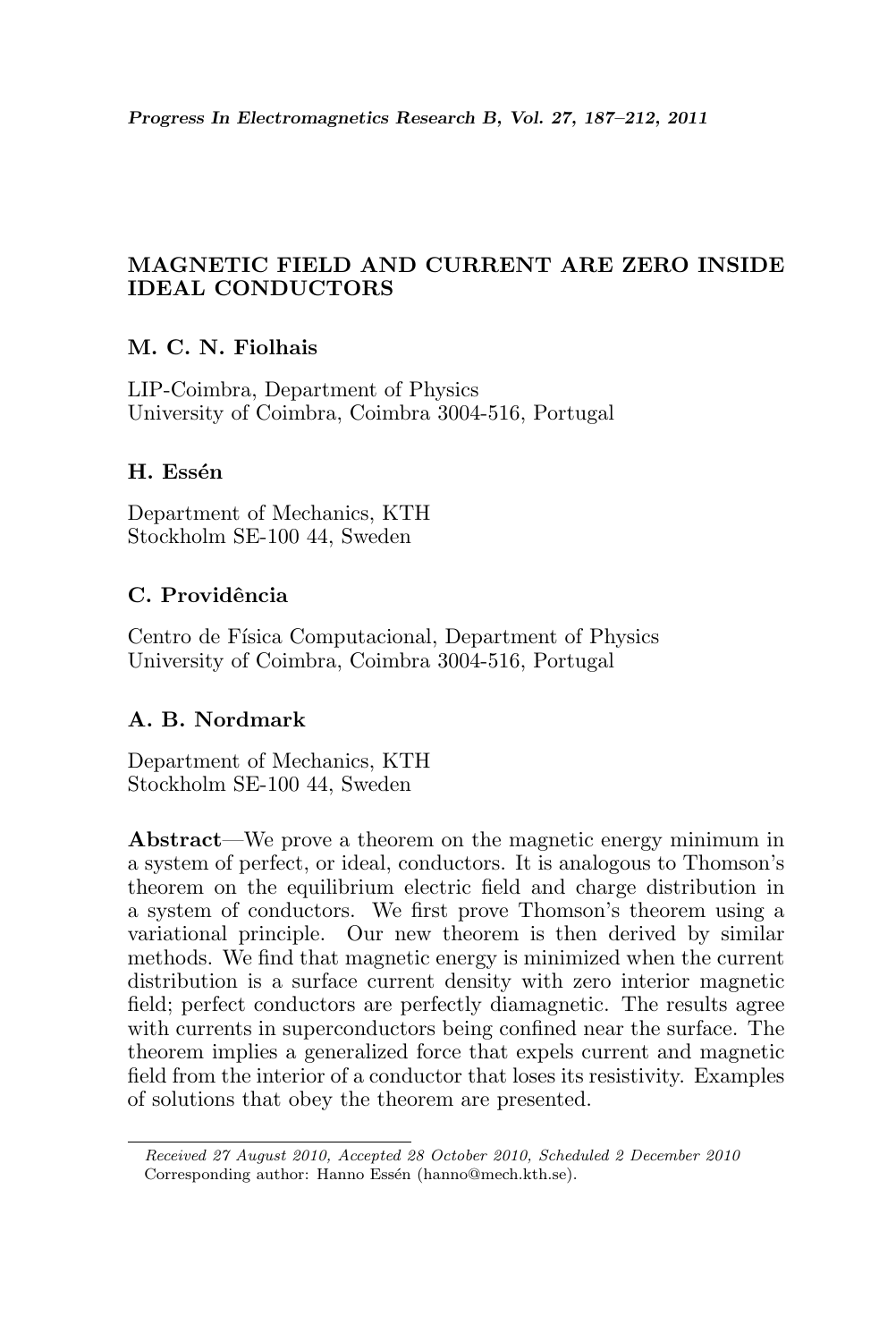# MAGNETIC FIELD AND CURRENT ARE ZERO INSIDE IDEAL CONDUCTORS

**M. C. N. Fiolhais**

LIP-Coimbra, Department of Physics
University of Coimbra, Coimbra 3004-516, Portugal

**H. Essén**

Department of Mechanics, KTH
Stockholm SE-100 44, Sweden

**C. Providência**

Centro de Física Computacional, Department of Physics
University of Coimbra, Coimbra 3004-516, Portugal

**A. B. Nordmark**

Department of Mechanics, KTH
Stockholm SE-100 44, Sweden

**Abstract**—We prove a theorem on the magnetic energy minimum in a system of perfect, or ideal, conductors. It is analogous to Thomson's theorem on the equilibrium electric field and charge distribution in a system of conductors. We first prove Thomson's theorem using a variational principle. Our new theorem is then derived by similar methods. We find that magnetic energy is minimized when the current distribution is a surface current density with zero interior magnetic field; perfect conductors are perfectly diamagnetic. The results agree with currents in superconductors being confined near the surface. The theorem implies a generalized force that expels current and magnetic field from the interior of a conductor that loses its resistivity. Examples of solutions that obey the theorem are presented.

*Received 27 August 2010, Accepted 28 October 2010, Scheduled 2 December 2010*
Corresponding author: Hanno Essén (hanno@mech.kth.se).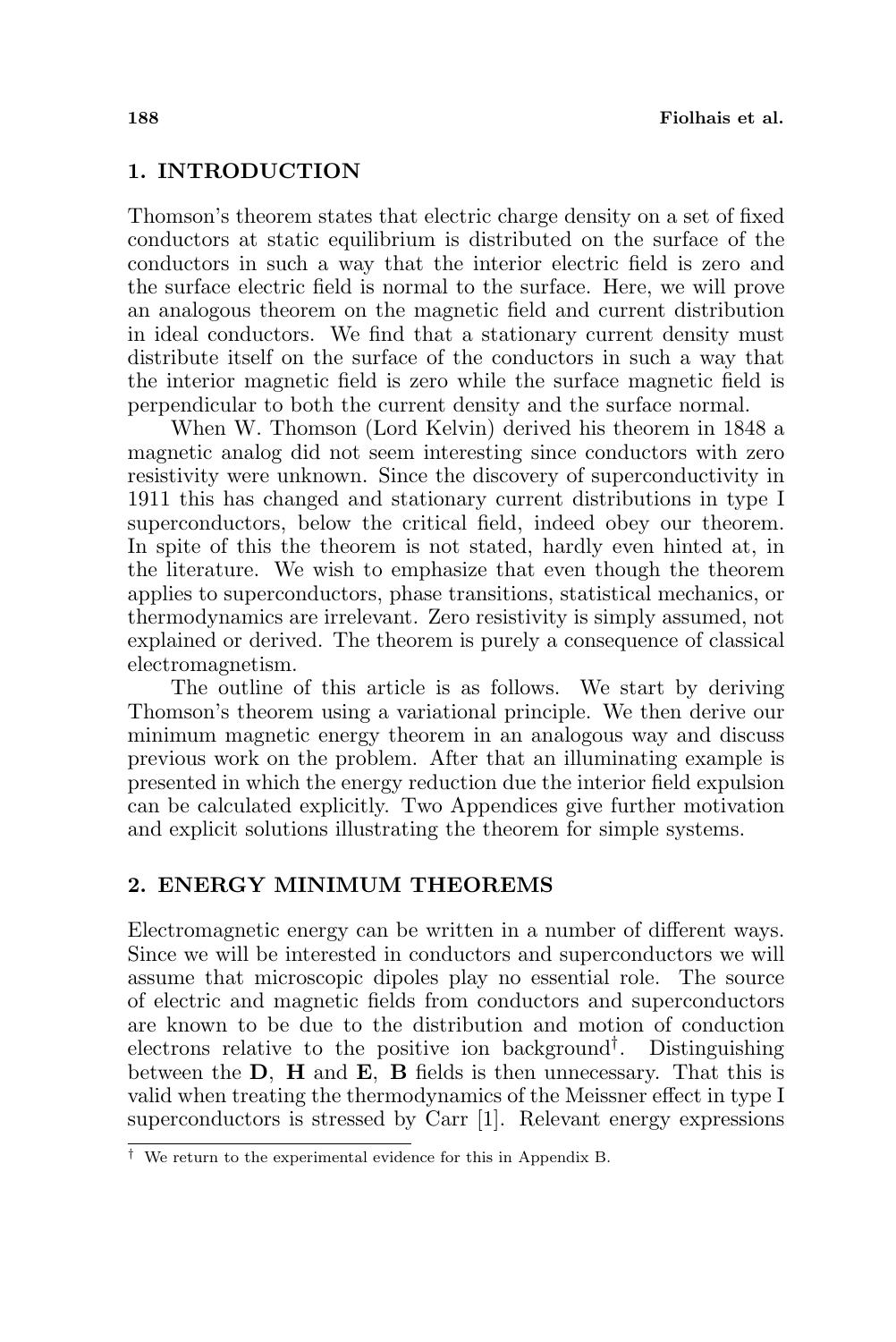## 1. INTRODUCTION

Thomson's theorem states that electric charge density on a set of fixed conductors at static equilibrium is distributed on the surface of the conductors in such a way that the interior electric field is zero and the surface electric field is normal to the surface. Here, we will prove an analogous theorem on the magnetic field and current distribution in ideal conductors. We find that a stationary current density must distribute itself on the surface of the conductors in such a way that the interior magnetic field is zero while the surface magnetic field is perpendicular to both the current density and the surface normal.

When W. Thomson (Lord Kelvin) derived his theorem in 1848 a magnetic analog did not seem interesting since conductors with zero resistivity were unknown. Since the discovery of superconductivity in 1911 this has changed and stationary current distributions in type I superconductors, below the critical field, indeed obey our theorem. In spite of this the theorem is not stated, hardly even hinted at, in the literature. We wish to emphasize that even though the theorem applies to superconductors, phase transitions, statistical mechanics, or thermodynamics are irrelevant. Zero resistivity is simply assumed, not explained or derived. The theorem is purely a consequence of classical electromagnetism.

The outline of this article is as follows. We start by deriving Thomson's theorem using a variational principle. We then derive our minimum magnetic energy theorem in an analogous way and discuss previous work on the problem. After that an illuminating example is presented in which the energy reduction due the interior field expulsion can be calculated explicitly. Two Appendices give further motivation and explicit solutions illustrating the theorem for simple systems.

## 2. ENERGY MINIMUM THEOREMS

Electromagnetic energy can be written in a number of different ways. Since we will be interested in conductors and superconductors we will assume that microscopic dipoles play no essential role. The source of electric and magnetic fields from conductors and superconductors are known to be due to the distribution and motion of conduction electrons relative to the positive ion background†. Distinguishing between the **D**, **H** and **E**, **B** fields is then unnecessary. That this is valid when treating the thermodynamics of the Meissner effect in type I superconductors is stressed by Carr [1]. Relevant energy expressions

† We return to the experimental evidence for this in Appendix B.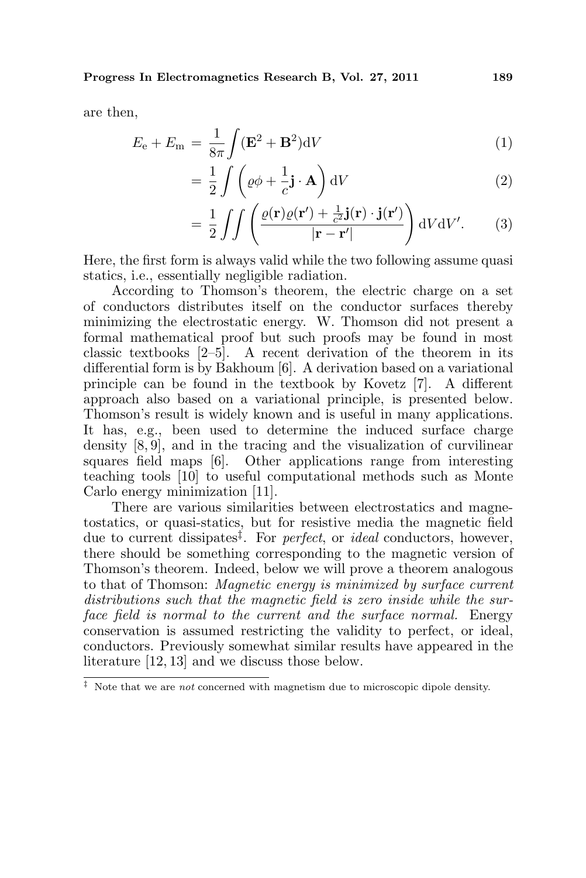are then,

$$E_{\mathrm{e}} + E_{\mathrm{m}} = \frac{1}{8\pi}\int(\mathbf{E}^2 + \mathbf{B}^2)\mathrm{d}V \tag{1}$$

$$= \frac{1}{2}\int\left(\varrho\phi + \frac{1}{c}\mathbf{j}\cdot\mathbf{A}\right)\mathrm{d}V \tag{2}$$

$$= \frac{1}{2}\int\!\!\int\left(\frac{\varrho(\mathbf{r})\varrho(\mathbf{r}') + \frac{1}{c^2}\mathbf{j}(\mathbf{r})\cdot\mathbf{j}(\mathbf{r}')}{|\mathbf{r}-\mathbf{r}'|}\right)\mathrm{d}V\mathrm{d}V'. \tag{3}$$

Here, the first form is always valid while the two following assume quasi statics, i.e., essentially negligible radiation.

According to Thomson's theorem, the electric charge on a set of conductors distributes itself on the conductor surfaces thereby minimizing the electrostatic energy. W. Thomson did not present a formal mathematical proof but such proofs may be found in most classic textbooks [2–5]. A recent derivation of the theorem in its differential form is by Bakhoum [6]. A derivation based on a variational principle can be found in the textbook by Kovetz [7]. A different approach also based on a variational principle, is presented below. Thomson's result is widely known and is useful in many applications. It has, e.g., been used to determine the induced surface charge density [8, 9], and in the tracing and the visualization of curvilinear squares field maps [6]. Other applications range from interesting teaching tools [10] to useful computational methods such as Monte Carlo energy minimization [11].

There are various similarities between electrostatics and magnetostatics, or quasi-statics, but for resistive media the magnetic field due to current dissipates[‡]. For *perfect*, or *ideal* conductors, however, there should be something corresponding to the magnetic version of Thomson's theorem. Indeed, below we will prove a theorem analogous to that of Thomson: *Magnetic energy is minimized by surface current distributions such that the magnetic field is zero inside while the surface field is normal to the current and the surface normal.* Energy conservation is assumed restricting the validity to perfect, or ideal, conductors. Previously somewhat similar results have appeared in the literature [12, 13] and we discuss those below.

[‡] Note that we are *not* concerned with magnetism due to microscopic dipole density.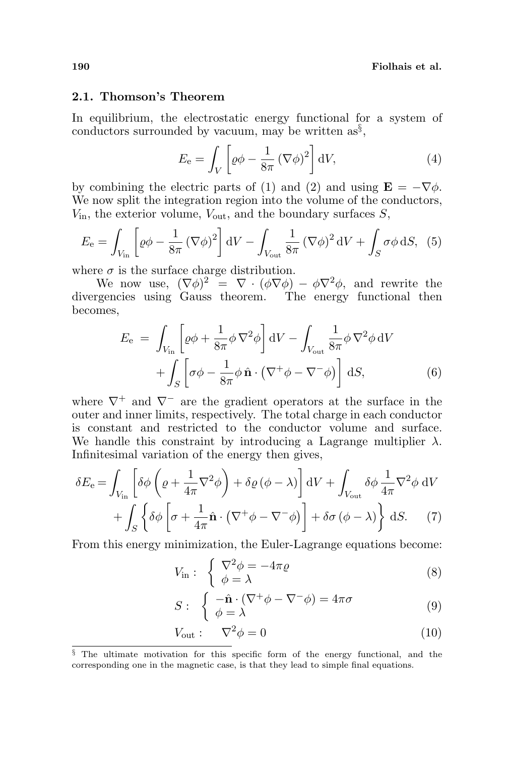### 2.1. Thomson's Theorem

In equilibrium, the electrostatic energy functional for a system of conductors surrounded by vacuum, may be written as[§],

$$E_{\mathrm{e}} = \int_V \left[ \varrho\phi - \frac{1}{8\pi} \left(\nabla\phi\right)^2 \right] \mathrm{d}V, \tag{4}$$

by combining the electric parts of (1) and (2) and using $\mathbf{E} = -\nabla\phi$. We now split the integration region into the volume of the conductors, $V_{\mathrm{in}}$, the exterior volume, $V_{\mathrm{out}}$, and the boundary surfaces $S$,

$$E_{\mathrm{e}} = \int_{V_{\mathrm{in}}} \left[ \varrho\phi - \frac{1}{8\pi} \left(\nabla\phi\right)^2 \right] \mathrm{d}V - \int_{V_{\mathrm{out}}} \frac{1}{8\pi} \left(\nabla\phi\right)^2 \mathrm{d}V + \int_S \sigma\phi \, \mathrm{d}S, \tag{5}$$

where $\sigma$ is the surface charge distribution.

We now use, $(\nabla\phi)^2 = \nabla \cdot (\phi\nabla\phi) - \phi\nabla^2\phi$, and rewrite the divergencies using Gauss theorem. The energy functional then becomes,

$$\begin{aligned} E_{\mathrm{e}} \;=\; & \int_{V_{\mathrm{in}}} \left[ \varrho\phi + \frac{1}{8\pi} \phi \, \nabla^2\phi \right] \mathrm{d}V - \int_{V_{\mathrm{out}}} \frac{1}{8\pi} \phi \, \nabla^2\phi \, \mathrm{d}V \\ & + \int_S \left[ \sigma\phi - \frac{1}{8\pi} \phi \, \hat{\mathbf{n}} \cdot \left( \nabla^+\phi - \nabla^-\phi \right) \right] \mathrm{d}S, \end{aligned} \tag{6}$$

where $\nabla^+$ and $\nabla^-$ are the gradient operators at the surface in the outer and inner limits, respectively. The total charge in each conductor is constant and restricted to the conductor volume and surface. We handle this constraint by introducing a Lagrange multiplier $\lambda$. Infinitesimal variation of the energy then gives,

$$\begin{aligned} \delta E_{\mathrm{e}} = & \int_{V_{\mathrm{in}}} \left[ \delta\phi \left( \varrho + \frac{1}{4\pi} \nabla^2\phi \right) + \delta\varrho \left(\phi - \lambda\right) \right] \mathrm{d}V + \int_{V_{\mathrm{out}}} \delta\phi \, \frac{1}{4\pi} \nabla^2\phi \, \mathrm{d}V \\ & + \int_S \left\{ \delta\phi \left[ \sigma + \frac{1}{4\pi} \hat{\mathbf{n}} \cdot \left( \nabla^+\phi - \nabla^-\phi \right) \right] + \delta\sigma \left(\phi - \lambda\right) \right\} \mathrm{d}S. \end{aligned} \tag{7}$$

From this energy minimization, the Euler-Lagrange equations become:

$$V_{\mathrm{in}} : \; \begin{cases} \nabla^2\phi = -4\pi\varrho \\ \phi = \lambda \end{cases} \tag{8}$$

$$S : \; \begin{cases} -\hat{\mathbf{n}} \cdot (\nabla^+\phi - \nabla^-\phi) = 4\pi\sigma \\ \phi = \lambda \end{cases} \tag{9}$$

$$V_{\mathrm{out}} : \quad \nabla^2\phi = 0 \tag{10}$$

---

[§] The ultimate motivation for this specific form of the energy functional, and the corresponding one in the magnetic case, is that they lead to simple final equations.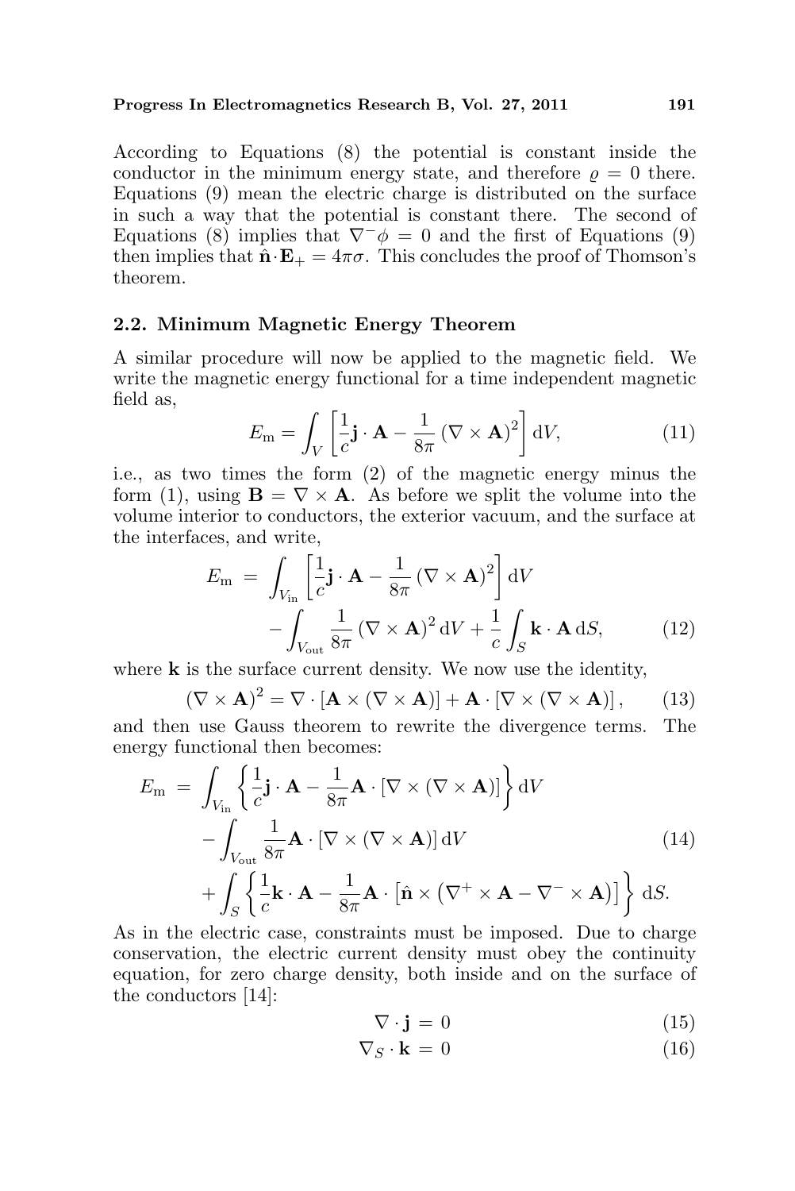According to Equations (8) the potential is constant inside the conductor in the minimum energy state, and therefore $\varrho = 0$ there. Equations (9) mean the electric charge is distributed on the surface in such a way that the potential is constant there. The second of Equations (8) implies that $\nabla^{-}\phi = 0$ and the first of Equations (9) then implies that $\hat{\mathbf{n}}\cdot\mathbf{E}_{+} = 4\pi\sigma$. This concludes the proof of Thomson's theorem.

### 2.2. Minimum Magnetic Energy Theorem

A similar procedure will now be applied to the magnetic field. We write the magnetic energy functional for a time independent magnetic field as,

$$E_{\mathrm{m}} = \int_{V} \left[ \frac{1}{c}\mathbf{j}\cdot\mathbf{A} - \frac{1}{8\pi}\left(\nabla\times\mathbf{A}\right)^2 \right] \mathrm{d}V, \tag{11}$$

i.e., as two times the form (2) of the magnetic energy minus the form (1), using $\mathbf{B} = \nabla\times\mathbf{A}$. As before we split the volume into the volume interior to conductors, the exterior vacuum, and the surface at the interfaces, and write,

$$\begin{aligned} E_{\mathrm{m}} \;=\; & \int_{V_{\mathrm{in}}} \left[ \frac{1}{c}\mathbf{j}\cdot\mathbf{A} - \frac{1}{8\pi}\left(\nabla\times\mathbf{A}\right)^2 \right] \mathrm{d}V \\ & - \int_{V_{\mathrm{out}}} \frac{1}{8\pi}\left(\nabla\times\mathbf{A}\right)^2 \mathrm{d}V + \frac{1}{c}\int_{S} \mathbf{k}\cdot\mathbf{A}\,\mathrm{d}S, \end{aligned} \tag{12}$$

where $\mathbf{k}$ is the surface current density. We now use the identity,

$$\left(\nabla\times\mathbf{A}\right)^2 = \nabla\cdot\left[\mathbf{A}\times\left(\nabla\times\mathbf{A}\right)\right] + \mathbf{A}\cdot\left[\nabla\times\left(\nabla\times\mathbf{A}\right)\right], \tag{13}$$

and then use Gauss theorem to rewrite the divergence terms. The energy functional then becomes:

$$\begin{aligned} E_{\mathrm{m}} \;=\; & \int_{V_{\mathrm{in}}} \left\{ \frac{1}{c}\mathbf{j}\cdot\mathbf{A} - \frac{1}{8\pi}\mathbf{A}\cdot\left[\nabla\times\left(\nabla\times\mathbf{A}\right)\right] \right\} \mathrm{d}V \\ & - \int_{V_{\mathrm{out}}} \frac{1}{8\pi}\mathbf{A}\cdot\left[\nabla\times\left(\nabla\times\mathbf{A}\right)\right] \mathrm{d}V \\ & + \int_{S} \left\{ \frac{1}{c}\mathbf{k}\cdot\mathbf{A} - \frac{1}{8\pi}\mathbf{A}\cdot\left[\hat{\mathbf{n}}\times\left(\nabla^{+}\times\mathbf{A} - \nabla^{-}\times\mathbf{A}\right)\right] \right\} \mathrm{d}S. \end{aligned} \tag{14}$$

As in the electric case, constraints must be imposed. Due to charge conservation, the electric current density must obey the continuity equation, for zero charge density, both inside and on the surface of the conductors [14]:

$$\nabla\cdot\mathbf{j} = 0 \tag{15}$$

$$\nabla_{S}\cdot\mathbf{k} = 0 \tag{16}$$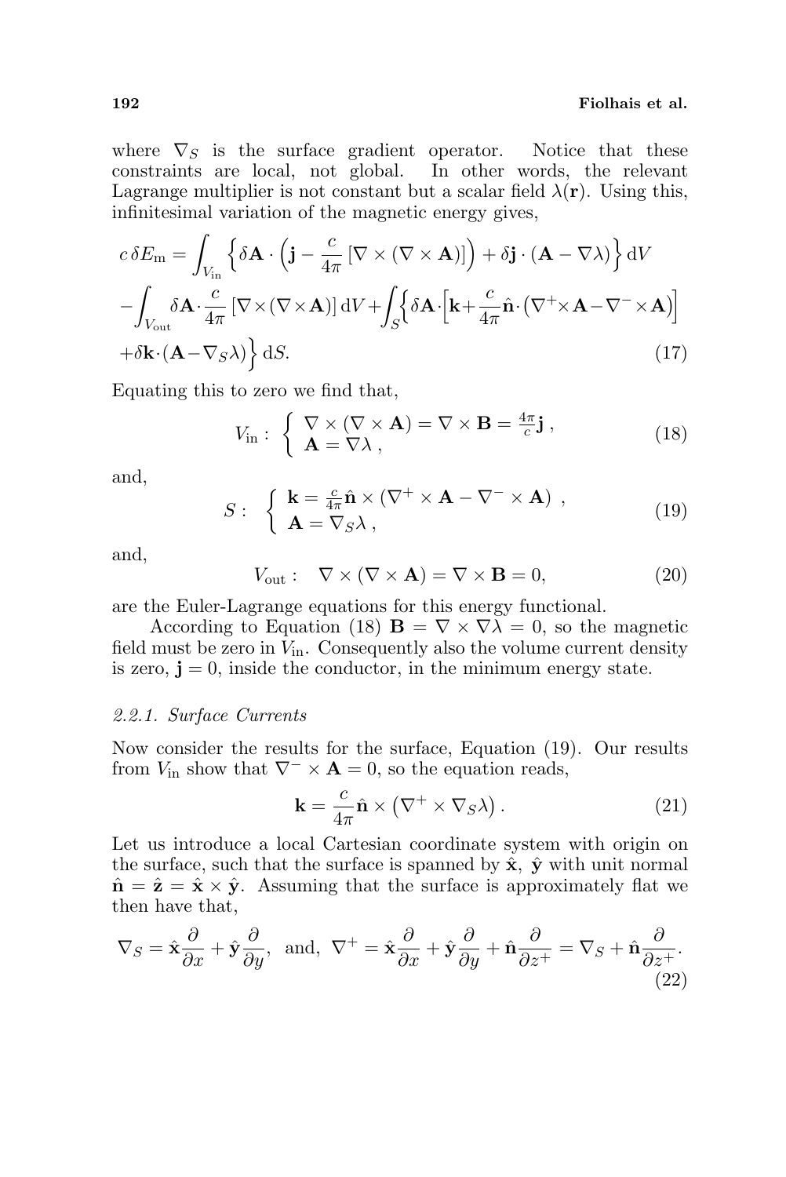where $\nabla_S$ is the surface gradient operator. Notice that these constraints are local, not global. In other words, the relevant Lagrange multiplier is not constant but a scalar field $\lambda(\mathbf{r})$. Using this, infinitesimal variation of the magnetic energy gives,

$$
\begin{aligned}
c\,\delta E_{\rm m} &= \int_{V_{\rm in}} \left\{ \delta\mathbf{A}\cdot\left(\mathbf{j} - \frac{c}{4\pi}\left[\nabla\times(\nabla\times\mathbf{A})\right]\right) + \delta\mathbf{j}\cdot(\mathbf{A}-\nabla\lambda)\right\} \mathrm{d}V \\
&- \int_{V_{\rm out}} \delta\mathbf{A}\cdot\frac{c}{4\pi}\left[\nabla\times(\nabla\times\mathbf{A})\right]\mathrm{d}V + \int_S \left\{ \delta\mathbf{A}\cdot\left[\mathbf{k} + \frac{c}{4\pi}\hat{\mathbf{n}}\cdot\left(\nabla^+\times\mathbf{A} - \nabla^-\times\mathbf{A}\right)\right] \right. \\
&\left. + \delta\mathbf{k}\cdot(\mathbf{A}-\nabla_S\lambda)\right\}\mathrm{d}S. \qquad (17)
\end{aligned}
$$

Equating this to zero we find that,

$$
V_{\rm in}: \quad \begin{cases} \nabla\times(\nabla\times\mathbf{A}) = \nabla\times\mathbf{B} = \frac{4\pi}{c}\mathbf{j}\,, \\ \mathbf{A} = \nabla\lambda\,, \end{cases} \qquad (18)
$$

and,

$$
S: \quad \begin{cases} \mathbf{k} = \frac{c}{4\pi}\hat{\mathbf{n}}\times\left(\nabla^+\times\mathbf{A} - \nabla^-\times\mathbf{A}\right)\,, \\ \mathbf{A} = \nabla_S\lambda\,, \end{cases} \qquad (19)
$$

and,

$$
V_{\rm out}: \quad \nabla\times(\nabla\times\mathbf{A}) = \nabla\times\mathbf{B} = 0, \qquad (20)
$$

are the Euler-Lagrange equations for this energy functional.

According to Equation (18) $\mathbf{B} = \nabla\times\nabla\lambda = 0$, so the magnetic field must be zero in $V_{\rm in}$. Consequently also the volume current density is zero, $\mathbf{j} = 0$, inside the conductor, in the minimum energy state.

### *2.2.1. Surface Currents*

Now consider the results for the surface, Equation (19). Our results from $V_{\rm in}$ show that $\nabla^-\times\mathbf{A} = 0$, so the equation reads,

$$
\mathbf{k} = \frac{c}{4\pi}\hat{\mathbf{n}}\times\left(\nabla^+\times\nabla_S\lambda\right). \qquad (21)
$$

Let us introduce a local Cartesian coordinate system with origin on the surface, such that the surface is spanned by $\hat{\mathbf{x}}$, $\hat{\mathbf{y}}$ with unit normal $\hat{\mathbf{n}} = \hat{\mathbf{z}} = \hat{\mathbf{x}}\times\hat{\mathbf{y}}$. Assuming that the surface is approximately flat we then have that,

$$
\nabla_S = \hat{\mathbf{x}}\frac{\partial}{\partial x} + \hat{\mathbf{y}}\frac{\partial}{\partial y}, \ \text{and,} \ \nabla^+ = \hat{\mathbf{x}}\frac{\partial}{\partial x} + \hat{\mathbf{y}}\frac{\partial}{\partial y} + \hat{\mathbf{n}}\frac{\partial}{\partial z^+} = \nabla_S + \hat{\mathbf{n}}\frac{\partial}{\partial z^+}. \qquad (22)
$$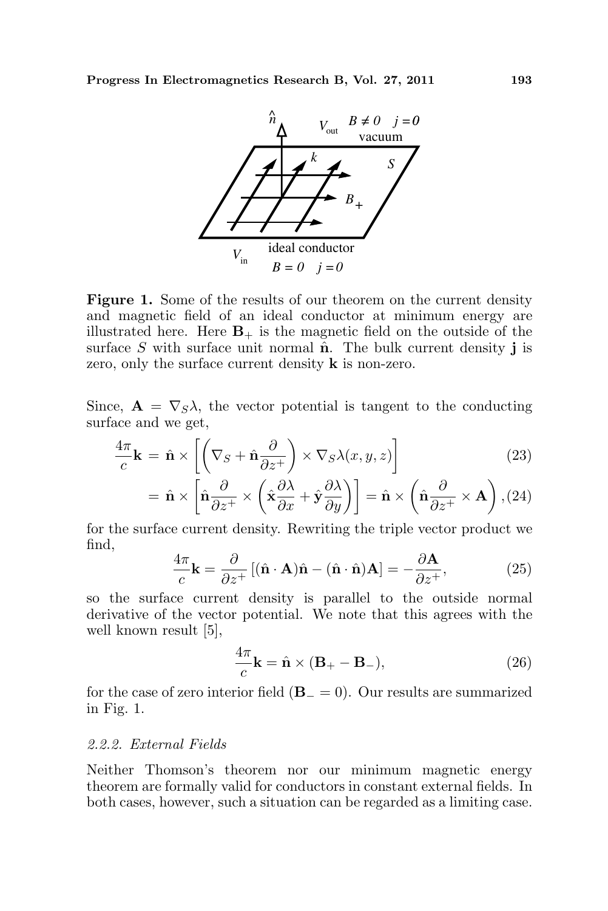**Figure 1.** Some of the results of our theorem on the current density and magnetic field of an ideal conductor at minimum energy are illustrated here. Here $\mathbf{B}_+$ is the magnetic field on the outside of the surface $S$ with surface unit normal $\hat{\mathbf{n}}$. The bulk current density $\mathbf{j}$ is zero, only the surface current density $\mathbf{k}$ is non-zero.

Since, $\mathbf{A} = \nabla_S \lambda$, the vector potential is tangent to the conducting surface and we get,

$$\frac{4\pi}{c}\mathbf{k} = \hat{\mathbf{n}} \times \left[ \left( \nabla_S + \hat{\mathbf{n}} \frac{\partial}{\partial z^+} \right) \times \nabla_S \lambda(x, y, z) \right] \tag{23}$$

$$= \hat{\mathbf{n}} \times \left[ \hat{\mathbf{n}} \frac{\partial}{\partial z^+} \times \left( \hat{\mathbf{x}} \frac{\partial \lambda}{\partial x} + \hat{\mathbf{y}} \frac{\partial \lambda}{\partial y} \right) \right] = \hat{\mathbf{n}} \times \left( \hat{\mathbf{n}} \frac{\partial}{\partial z^+} \times \mathbf{A} \right), \tag{24}$$

for the surface current density. Rewriting the triple vector product we find,

$$\frac{4\pi}{c}\mathbf{k} = \frac{\partial}{\partial z^+} \left[ (\hat{\mathbf{n}} \cdot \mathbf{A})\hat{\mathbf{n}} - (\hat{\mathbf{n}} \cdot \hat{\mathbf{n}})\mathbf{A} \right] = -\frac{\partial \mathbf{A}}{\partial z^+}, \tag{25}$$

so the surface current density is parallel to the outside normal derivative of the vector potential. We note that this agrees with the well known result [5],

$$\frac{4\pi}{c}\mathbf{k} = \hat{\mathbf{n}} \times (\mathbf{B}_+ - \mathbf{B}_-), \tag{26}$$

for the case of zero interior field ($\mathbf{B}_- = 0$). Our results are summarized in Fig. 1.

### *2.2.2. External Fields*

Neither Thomson's theorem nor our minimum magnetic energy theorem are formally valid for conductors in constant external fields. In both cases, however, such a situation can be regarded as a limiting case.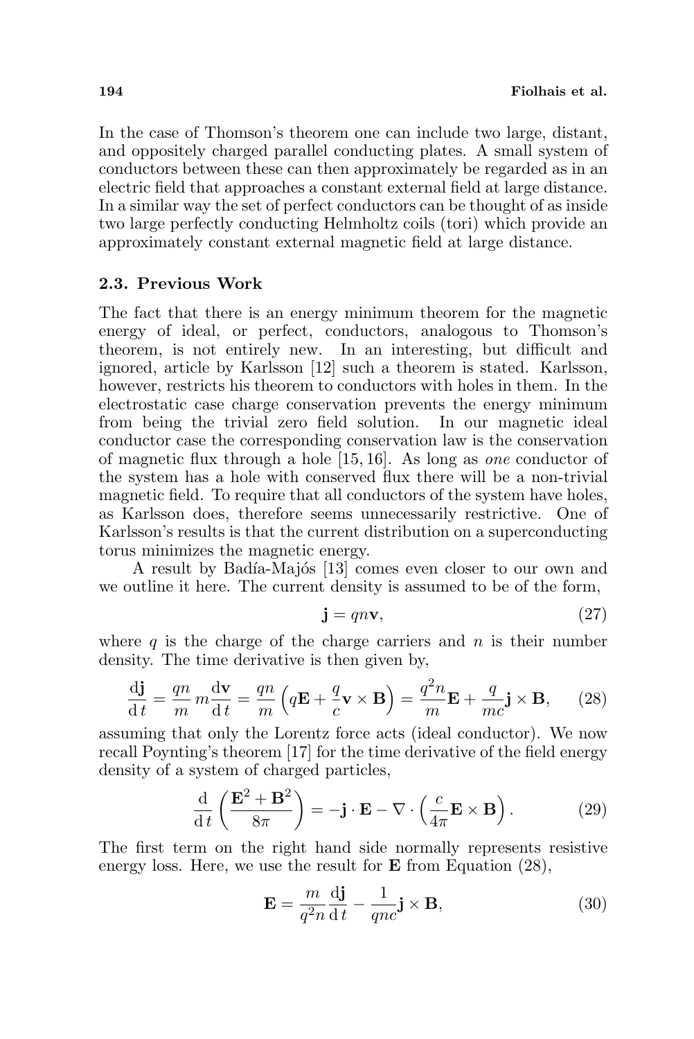In the case of Thomson's theorem one can include two large, distant, and oppositely charged parallel conducting plates. A small system of conductors between these can then approximately be regarded as in an electric field that approaches a constant external field at large distance. In a similar way the set of perfect conductors can be thought of as inside two large perfectly conducting Helmholtz coils (tori) which provide an approximately constant external magnetic field at large distance.

### 2.3. Previous Work

The fact that there is an energy minimum theorem for the magnetic energy of ideal, or perfect, conductors, analogous to Thomson's theorem, is not entirely new. In an interesting, but difficult and ignored, article by Karlsson [12] such a theorem is stated. Karlsson, however, restricts his theorem to conductors with holes in them. In the electrostatic case charge conservation prevents the energy minimum from being the trivial zero field solution. In our magnetic ideal conductor case the corresponding conservation law is the conservation of magnetic flux through a hole [15, 16]. As long as *one* conductor of the system has a hole with conserved flux there will be a non-trivial magnetic field. To require that all conductors of the system have holes, as Karlsson does, therefore seems unnecessarily restrictive. One of Karlsson's results is that the current distribution on a superconducting torus minimizes the magnetic energy.

A result by Badía-Majós [13] comes even closer to our own and we outline it here. The current density is assumed to be of the form,

$$\mathbf{j} = qn\mathbf{v}, \tag{27}$$

where $q$ is the charge of the charge carriers and $n$ is their number density. The time derivative is then given by,

$$\frac{\mathrm{d}\mathbf{j}}{\mathrm{d}\,t} = \frac{qn}{m}\,m\frac{\mathrm{d}\mathbf{v}}{\mathrm{d}\,t} = \frac{qn}{m}\left(q\mathbf{E} + \frac{q}{c}\mathbf{v}\times\mathbf{B}\right) = \frac{q^2 n}{m}\mathbf{E} + \frac{q}{mc}\mathbf{j}\times\mathbf{B}, \tag{28}$$

assuming that only the Lorentz force acts (ideal conductor). We now recall Poynting's theorem [17] for the time derivative of the field energy density of a system of charged particles,

$$\frac{\mathrm{d}}{\mathrm{d}\,t}\left(\frac{\mathbf{E}^2 + \mathbf{B}^2}{8\pi}\right) = -\mathbf{j}\cdot\mathbf{E} - \nabla\cdot\left(\frac{c}{4\pi}\mathbf{E}\times\mathbf{B}\right). \tag{29}$$

The first term on the right hand side normally represents resistive energy loss. Here, we use the result for $\mathbf{E}$ from Equation (28),

$$\mathbf{E} = \frac{m}{q^2 n}\frac{\mathrm{d}\mathbf{j}}{\mathrm{d}\,t} - \frac{1}{qnc}\mathbf{j}\times\mathbf{B}, \tag{30}$$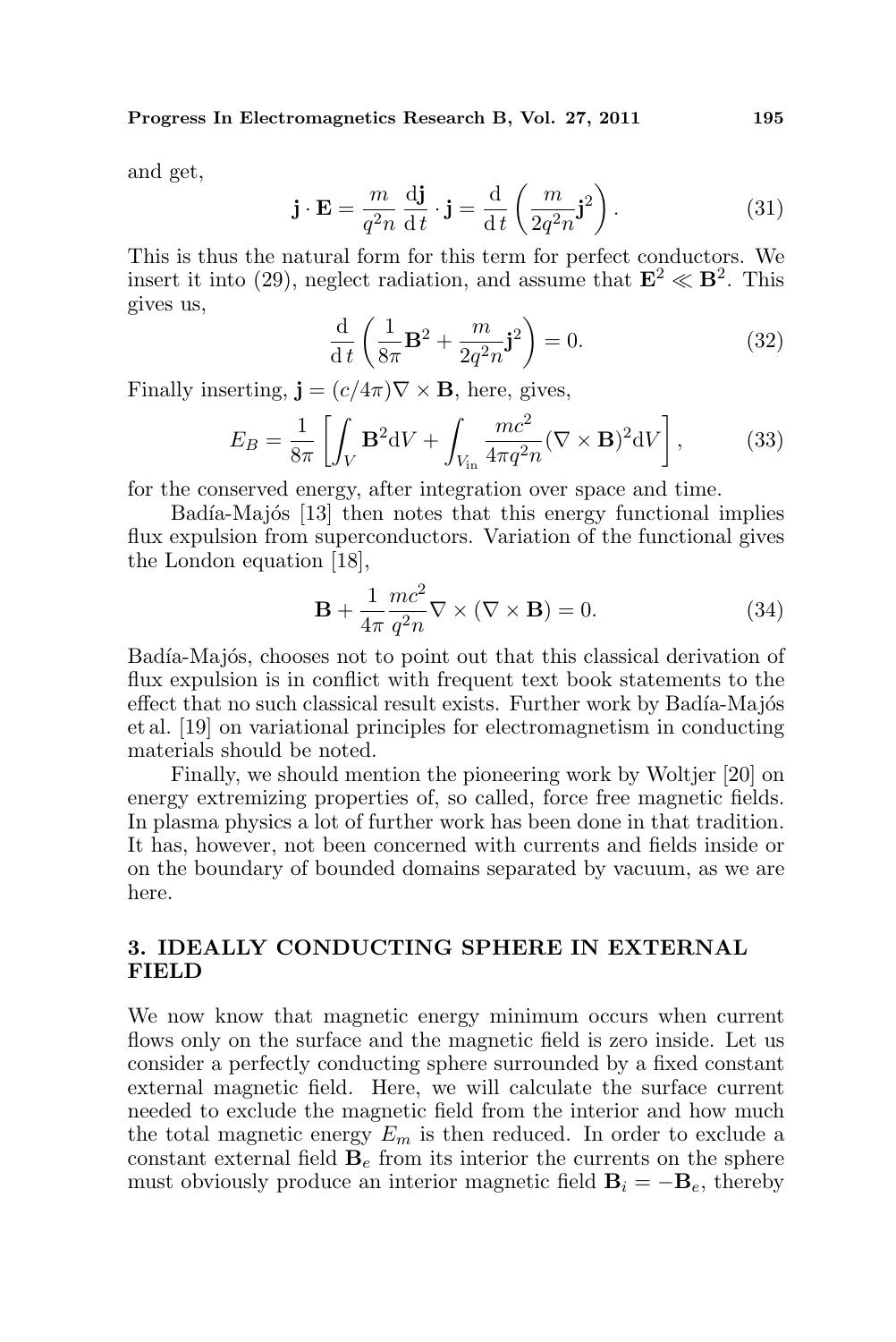and get,

$$\mathbf{j}\cdot\mathbf{E} = \frac{m}{q^2 n}\frac{\mathrm{d}\mathbf{j}}{\mathrm{d}\,t}\cdot\mathbf{j} = \frac{\mathrm{d}}{\mathrm{d}\,t}\left(\frac{m}{2q^2 n}\mathbf{j}^2\right). \tag{31}$$

This is thus the natural form for this term for perfect conductors. We insert it into (29), neglect radiation, and assume that $\mathbf{E}^2 \ll \mathbf{B}^2$. This gives us,

$$\frac{\mathrm{d}}{\mathrm{d}\,t}\left(\frac{1}{8\pi}\mathbf{B}^2 + \frac{m}{2q^2 n}\mathbf{j}^2\right) = 0. \tag{32}$$

Finally inserting, $\mathbf{j} = (c/4\pi)\nabla\times\mathbf{B}$, here, gives,

$$E_B = \frac{1}{8\pi}\left[\int_V \mathbf{B}^2 \mathrm{d}V + \int_{V_{\mathrm{in}}} \frac{mc^2}{4\pi q^2 n}(\nabla\times\mathbf{B})^2 \mathrm{d}V\right], \tag{33}$$

for the conserved energy, after integration over space and time.

Badía-Majós [13] then notes that this energy functional implies flux expulsion from superconductors. Variation of the functional gives the London equation [18],

$$\mathbf{B} + \frac{1}{4\pi}\frac{mc^2}{q^2 n}\nabla\times(\nabla\times\mathbf{B}) = 0. \tag{34}$$

Badía-Majós, chooses not to point out that this classical derivation of flux expulsion is in conflict with frequent text book statements to the effect that no such classical result exists. Further work by Badía-Majós et al. [19] on variational principles for electromagnetism in conducting materials should be noted.

Finally, we should mention the pioneering work by Woltjer [20] on energy extremizing properties of, so called, force free magnetic fields. In plasma physics a lot of further work has been done in that tradition. It has, however, not been concerned with currents and fields inside or on the boundary of bounded domains separated by vacuum, as we are here.

## 3. IDEALLY CONDUCTING SPHERE IN EXTERNAL FIELD

We now know that magnetic energy minimum occurs when current flows only on the surface and the magnetic field is zero inside. Let us consider a perfectly conducting sphere surrounded by a fixed constant external magnetic field. Here, we will calculate the surface current needed to exclude the magnetic field from the interior and how much the total magnetic energy $E_m$ is then reduced. In order to exclude a constant external field $\mathbf{B}_e$ from its interior the currents on the sphere must obviously produce an interior magnetic field $\mathbf{B}_i = -\mathbf{B}_e$, thereby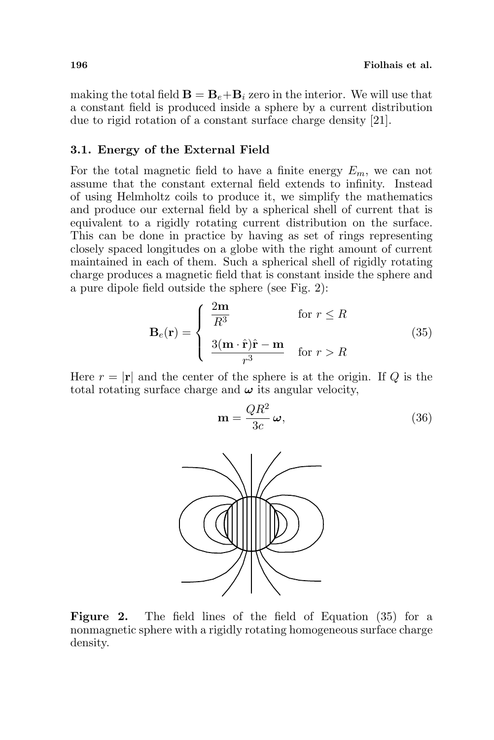making the total field $\mathbf{B} = \mathbf{B}_e + \mathbf{B}_i$ zero in the interior. We will use that a constant field is produced inside a sphere by a current distribution due to rigid rotation of a constant surface charge density [21].

### 3.1. Energy of the External Field

For the total magnetic field to have a finite energy $E_m$, we can not assume that the constant external field extends to infinity. Instead of using Helmholtz coils to produce it, we simplify the mathematics and produce our external field by a spherical shell of current that is equivalent to a rigidly rotating current distribution on the surface. This can be done in practice by having as set of rings representing closely spaced longitudes on a globe with the right amount of current maintained in each of them. Such a spherical shell of rigidly rotating charge produces a magnetic field that is constant inside the sphere and a pure dipole field outside the sphere (see Fig. 2):

$$\mathbf{B}_e(\mathbf{r}) = \begin{cases} \dfrac{2\mathbf{m}}{R^3} & \text{for } r \leq R \\[2ex] \dfrac{3(\mathbf{m} \cdot \hat{\mathbf{r}})\hat{\mathbf{r}} - \mathbf{m}}{r^3} & \text{for } r > R \end{cases} \tag{35}$$

Here $r = |\mathbf{r}|$ and the center of the sphere is at the origin. If $Q$ is the total rotating surface charge and $\boldsymbol{\omega}$ its angular velocity,

$$\mathbf{m} = \frac{QR^2}{3c}\,\boldsymbol{\omega}, \tag{36}$$

**Figure 2.** The field lines of the field of Equation (35) for a nonmagnetic sphere with a rigidly rotating homogeneous surface charge density.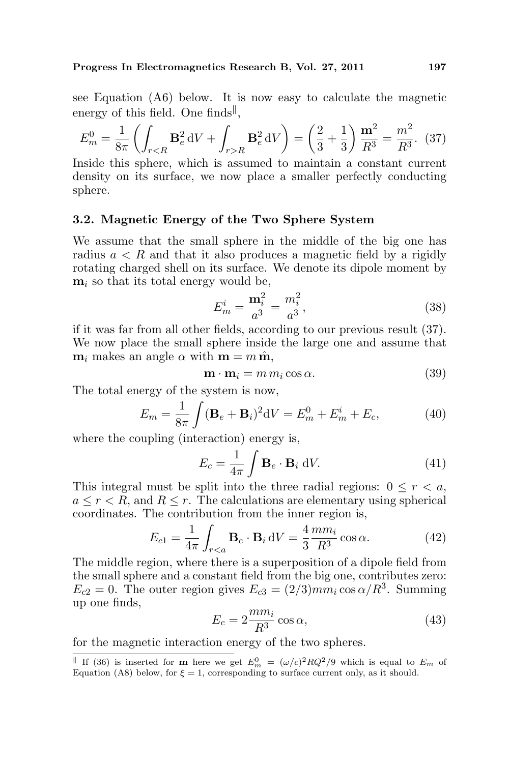see Equation (A6) below. It is now easy to calculate the magnetic energy of this field. One finds[‖],

$$E_m^0 = \frac{1}{8\pi}\left(\int_{r<R} \mathbf{B}_e^2\,\mathrm{d}V + \int_{r>R} \mathbf{B}_e^2\,\mathrm{d}V\right) = \left(\frac{2}{3}+\frac{1}{3}\right)\frac{\mathbf{m}^2}{R^3} = \frac{m^2}{R^3}. \quad (37)$$

Inside this sphere, which is assumed to maintain a constant current density on its surface, we now place a smaller perfectly conducting sphere.

### 3.2. Magnetic Energy of the Two Sphere System

We assume that the small sphere in the middle of the big one has radius $a < R$ and that it also produces a magnetic field by a rigidly rotating charged shell on its surface. We denote its dipole moment by $\mathbf{m}_i$ so that its total energy would be,

$$E_m^i = \frac{\mathbf{m}_i^2}{a^3} = \frac{m_i^2}{a^3}, \quad (38)$$

if it was far from all other fields, according to our previous result (37). We now place the small sphere inside the large one and assume that $\mathbf{m}_i$ makes an angle $\alpha$ with $\mathbf{m} = m\,\hat{\mathbf{m}}$,

$$\mathbf{m}\cdot\mathbf{m}_i = m\,m_i\cos\alpha. \quad (39)$$

The total energy of the system is now,

$$E_m = \frac{1}{8\pi}\int (\mathbf{B}_e + \mathbf{B}_i)^2 \mathrm{d}V = E_m^0 + E_m^i + E_c, \quad (40)$$

where the coupling (interaction) energy is,

$$E_c = \frac{1}{4\pi}\int \mathbf{B}_e\cdot\mathbf{B}_i\ \mathrm{d}V. \quad (41)$$

This integral must be split into the three radial regions: $0 \le r < a$, $a \le r < R$, and $R \le r$. The calculations are elementary using spherical coordinates. The contribution from the inner region is,

$$E_{c1} = \frac{1}{4\pi}\int_{r<a} \mathbf{B}_e\cdot\mathbf{B}_i\,\mathrm{d}V = \frac{4}{3}\frac{m m_i}{R^3}\cos\alpha. \quad (42)$$

The middle region, where there is a superposition of a dipole field from the small sphere and a constant field from the big one, contributes zero: $E_{c2} = 0$. The outer region gives $E_{c3} = (2/3) m m_i \cos\alpha / R^3$. Summing up one finds,

$$E_c = 2\frac{m m_i}{R^3}\cos\alpha, \quad (43)$$

for the magnetic interaction energy of the two spheres.

[‖] If (36) is inserted for $\mathbf{m}$ here we get $E_m^0 = (\omega/c)^2 R Q^2/9$ which is equal to $E_m$ of Equation (A8) below, for $\xi = 1$, corresponding to surface current only, as it should.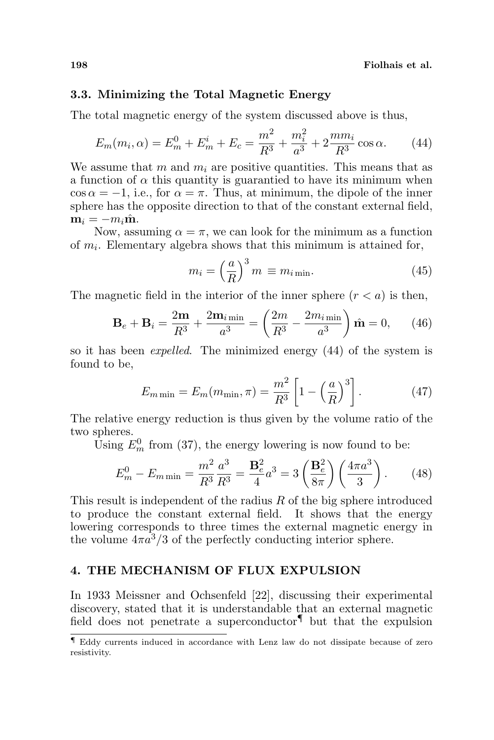### 3.3. Minimizing the Total Magnetic Energy

The total magnetic energy of the system discussed above is thus,

$$E_m(m_i, \alpha) = E_m^0 + E_m^i + E_c = \frac{m^2}{R^3} + \frac{m_i^2}{a^3} + 2\frac{m m_i}{R^3}\cos\alpha. \tag{44}$$

We assume that $m$ and $m_i$ are positive quantities. This means that as a function of $\alpha$ this quantity is guarantied to have its minimum when $\cos\alpha = -1$, i.e., for $\alpha = \pi$. Thus, at minimum, the dipole of the inner sphere has the opposite direction to that of the constant external field, $\mathbf{m}_i = -m_i\hat{\mathbf{m}}$.

Now, assuming $\alpha = \pi$, we can look for the minimum as a function of $m_i$. Elementary algebra shows that this minimum is attained for,

$$m_i = \left(\frac{a}{R}\right)^3 m \equiv m_{i\,\min}. \tag{45}$$

The magnetic field in the interior of the inner sphere ($r < a$) is then,

$$\mathbf{B}_e + \mathbf{B}_i = \frac{2\mathbf{m}}{R^3} + \frac{2\mathbf{m}_{i\,\min}}{a^3} = \left(\frac{2m}{R^3} - \frac{2m_{i\,\min}}{a^3}\right)\hat{\mathbf{m}} = 0, \tag{46}$$

so it has been *expelled*. The minimized energy (44) of the system is found to be,

$$E_{m\,\min} = E_m(m_{\min}, \pi) = \frac{m^2}{R^3}\left[1 - \left(\frac{a}{R}\right)^3\right]. \tag{47}$$

The relative energy reduction is thus given by the volume ratio of the two spheres.

Using $E_m^0$ from (37), the energy lowering is now found to be:

$$E_m^0 - E_{m\,\min} = \frac{m^2}{R^3}\frac{a^3}{R^3} = \frac{\mathbf{B}_e^2}{4}a^3 = 3\left(\frac{\mathbf{B}_e^2}{8\pi}\right)\left(\frac{4\pi a^3}{3}\right). \tag{48}$$

This result is independent of the radius $R$ of the big sphere introduced to produce the constant external field. It shows that the energy lowering corresponds to three times the external magnetic energy in the volume $4\pi a^3/3$ of the perfectly conducting interior sphere.

## 4. THE MECHANISM OF FLUX EXPULSION

In 1933 Meissner and Ochsenfeld [22], discussing their experimental discovery, stated that it is understandable that an external magnetic field does not penetrate a superconductor¶ but that the expulsion

¶ Eddy currents induced in accordance with Lenz law do not dissipate because of zero resistivity.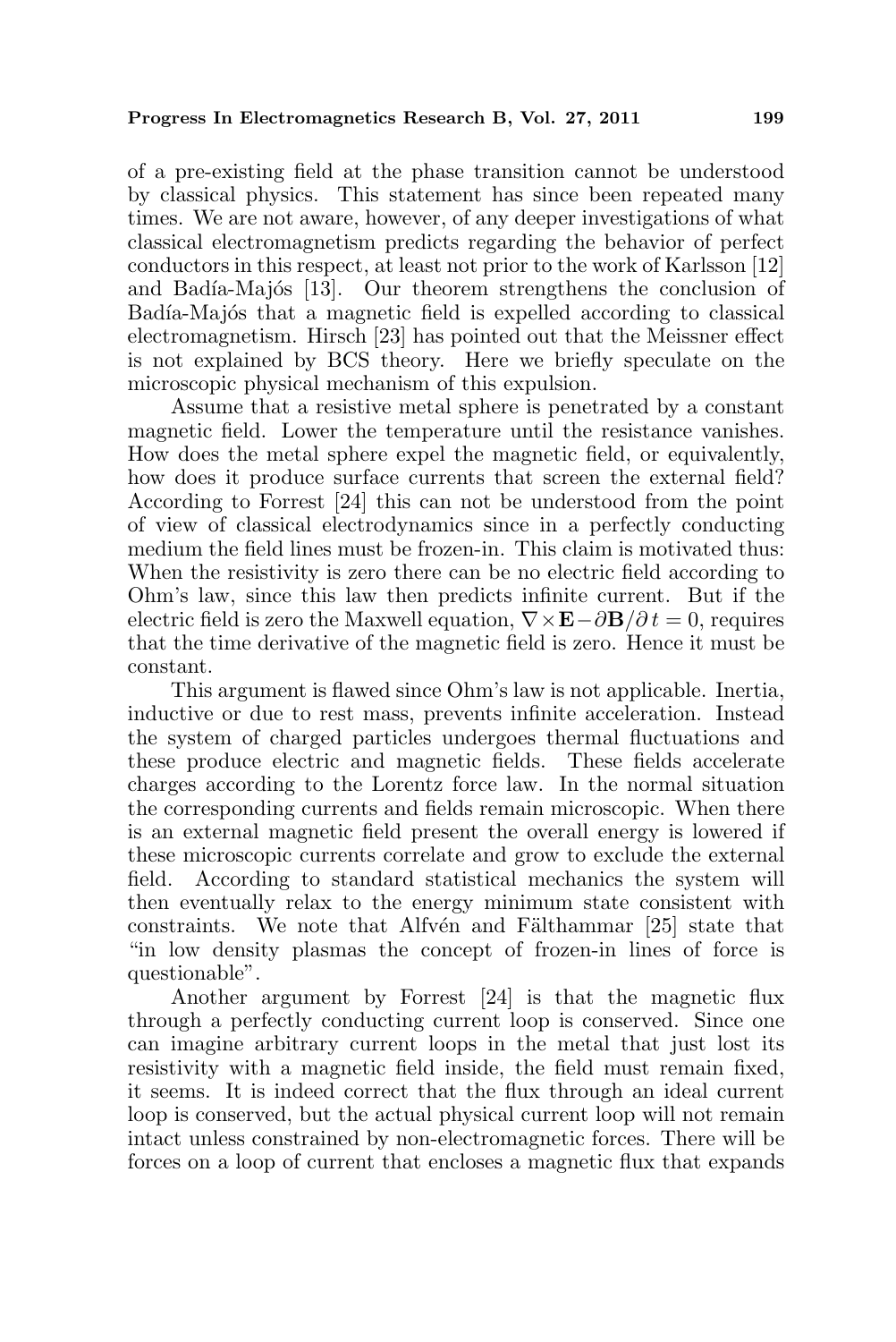of a pre-existing field at the phase transition cannot be understood by classical physics. This statement has since been repeated many times. We are not aware, however, of any deeper investigations of what classical electromagnetism predicts regarding the behavior of perfect conductors in this respect, at least not prior to the work of Karlsson [12] and Badía-Majós [13]. Our theorem strengthens the conclusion of Badía-Majós that a magnetic field is expelled according to classical electromagnetism. Hirsch [23] has pointed out that the Meissner effect is not explained by BCS theory. Here we briefly speculate on the microscopic physical mechanism of this expulsion.

Assume that a resistive metal sphere is penetrated by a constant magnetic field. Lower the temperature until the resistance vanishes. How does the metal sphere expel the magnetic field, or equivalently, how does it produce surface currents that screen the external field? According to Forrest [24] this can not be understood from the point of view of classical electrodynamics since in a perfectly conducting medium the field lines must be frozen-in. This claim is motivated thus: When the resistivity is zero there can be no electric field according to Ohm's law, since this law then predicts infinite current. But if the electric field is zero the Maxwell equation, $\nabla\times\mathbf{E}-\partial\mathbf{B}/\partial t=0$, requires that the time derivative of the magnetic field is zero. Hence it must be constant.

This argument is flawed since Ohm's law is not applicable. Inertia, inductive or due to rest mass, prevents infinite acceleration. Instead the system of charged particles undergoes thermal fluctuations and these produce electric and magnetic fields. These fields accelerate charges according to the Lorentz force law. In the normal situation the corresponding currents and fields remain microscopic. When there is an external magnetic field present the overall energy is lowered if these microscopic currents correlate and grow to exclude the external field. According to standard statistical mechanics the system will then eventually relax to the energy minimum state consistent with constraints. We note that Alfvén and Fälthammar [25] state that "in low density plasmas the concept of frozen-in lines of force is questionable".

Another argument by Forrest [24] is that the magnetic flux through a perfectly conducting current loop is conserved. Since one can imagine arbitrary current loops in the metal that just lost its resistivity with a magnetic field inside, the field must remain fixed, it seems. It is indeed correct that the flux through an ideal current loop is conserved, but the actual physical current loop will not remain intact unless constrained by non-electromagnetic forces. There will be forces on a loop of current that encloses a magnetic flux that expands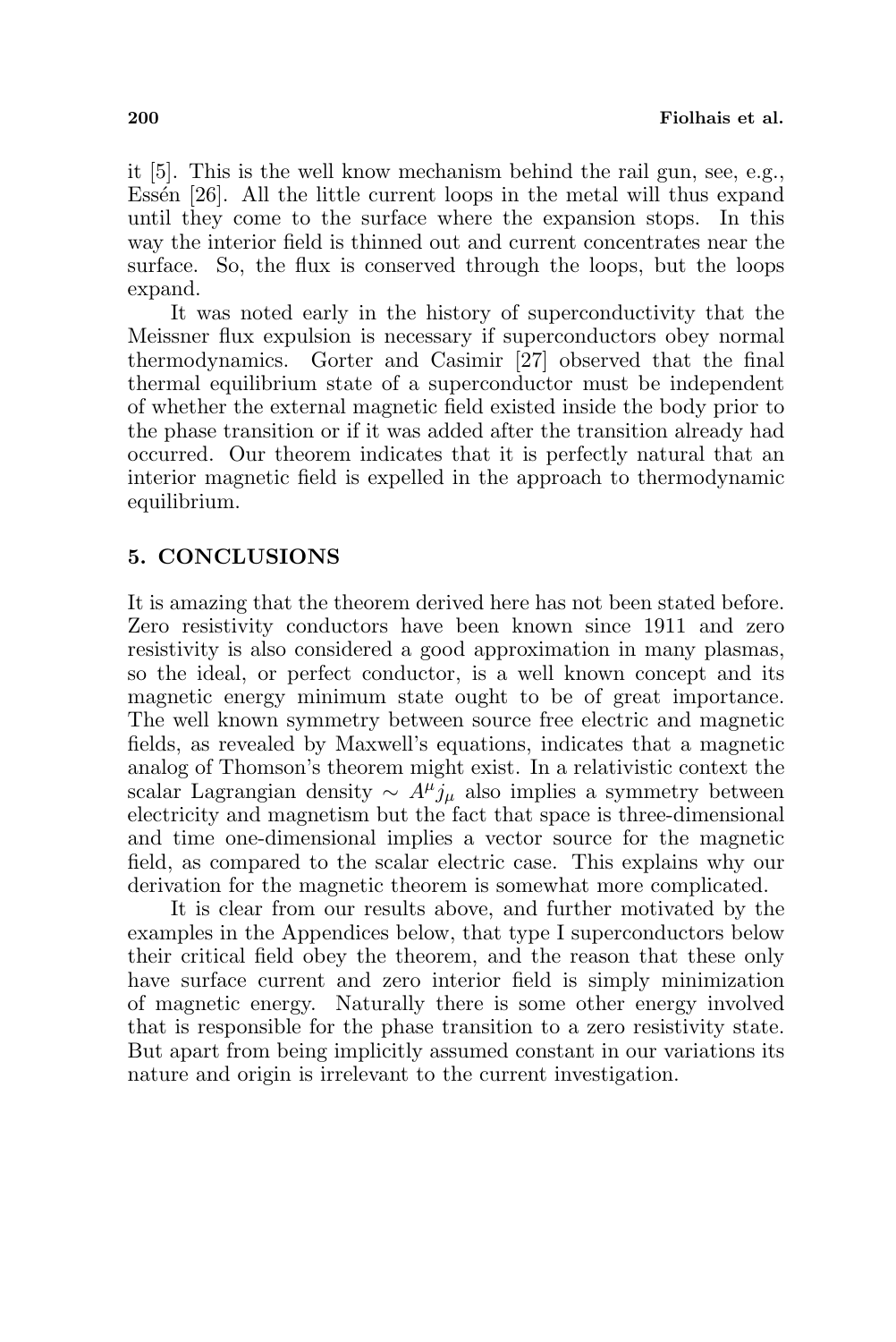it [5]. This is the well know mechanism behind the rail gun, see, e.g., Essén [26]. All the little current loops in the metal will thus expand until they come to the surface where the expansion stops. In this way the interior field is thinned out and current concentrates near the surface. So, the flux is conserved through the loops, but the loops expand.

It was noted early in the history of superconductivity that the Meissner flux expulsion is necessary if superconductors obey normal thermodynamics. Gorter and Casimir [27] observed that the final thermal equilibrium state of a superconductor must be independent of whether the external magnetic field existed inside the body prior to the phase transition or if it was added after the transition already had occurred. Our theorem indicates that it is perfectly natural that an interior magnetic field is expelled in the approach to thermodynamic equilibrium.

## 5. CONCLUSIONS

It is amazing that the theorem derived here has not been stated before. Zero resistivity conductors have been known since 1911 and zero resistivity is also considered a good approximation in many plasmas, so the ideal, or perfect conductor, is a well known concept and its magnetic energy minimum state ought to be of great importance. The well known symmetry between source free electric and magnetic fields, as revealed by Maxwell's equations, indicates that a magnetic analog of Thomson's theorem might exist. In a relativistic context the scalar Lagrangian density $\sim A^\mu j_\mu$ also implies a symmetry between electricity and magnetism but the fact that space is three-dimensional and time one-dimensional implies a vector source for the magnetic field, as compared to the scalar electric case. This explains why our derivation for the magnetic theorem is somewhat more complicated.

It is clear from our results above, and further motivated by the examples in the Appendices below, that type I superconductors below their critical field obey the theorem, and the reason that these only have surface current and zero interior field is simply minimization of magnetic energy. Naturally there is some other energy involved that is responsible for the phase transition to a zero resistivity state. But apart from being implicitly assumed constant in our variations its nature and origin is irrelevant to the current investigation.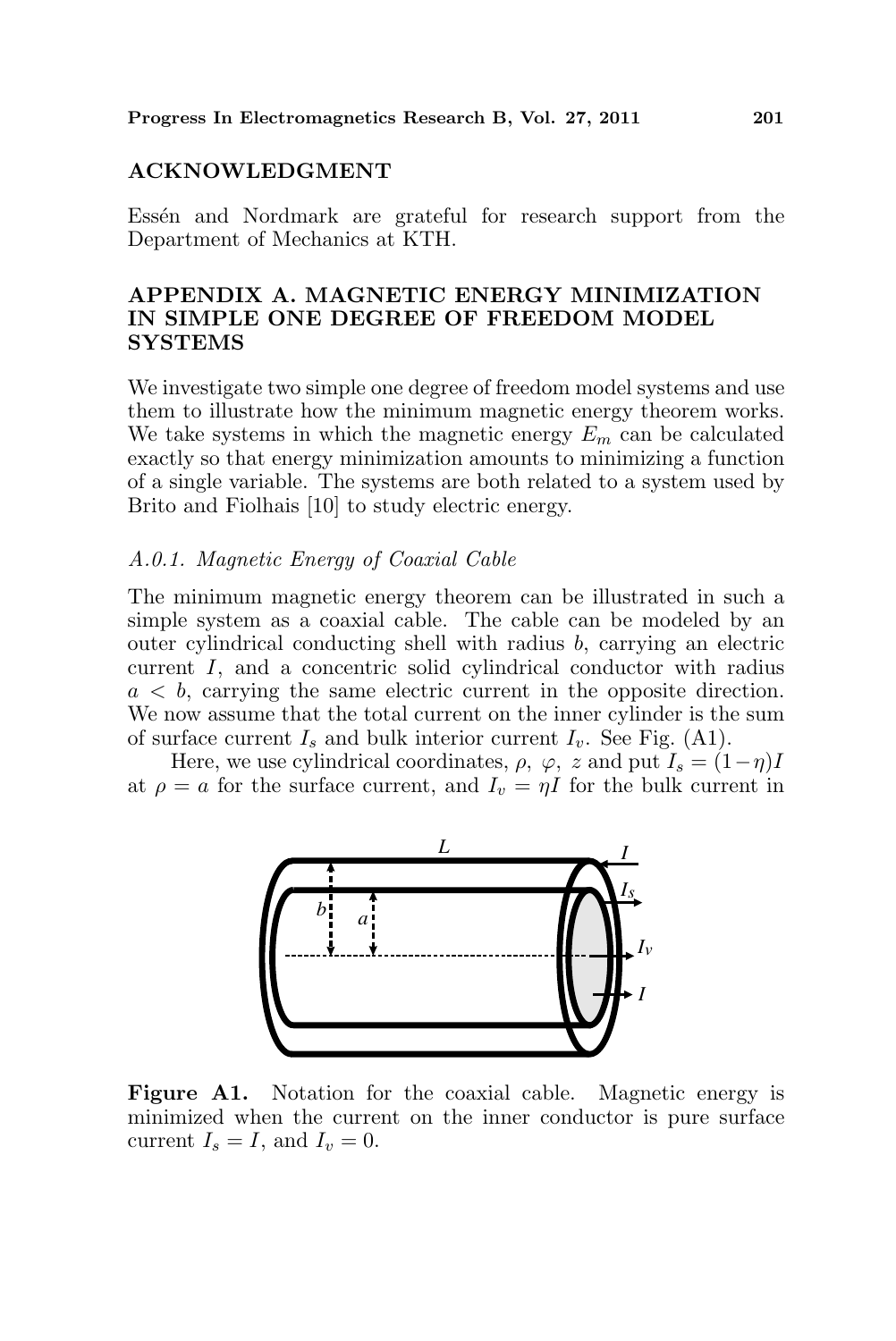## ACKNOWLEDGMENT

Essén and Nordmark are grateful for research support from the Department of Mechanics at KTH.

## APPENDIX A. MAGNETIC ENERGY MINIMIZATION IN SIMPLE ONE DEGREE OF FREEDOM MODEL SYSTEMS

We investigate two simple one degree of freedom model systems and use them to illustrate how the minimum magnetic energy theorem works. We take systems in which the magnetic energy $E_m$ can be calculated exactly so that energy minimization amounts to minimizing a function of a single variable. The systems are both related to a system used by Brito and Fiolhais [10] to study electric energy.

### *A.0.1. Magnetic Energy of Coaxial Cable*

The minimum magnetic energy theorem can be illustrated in such a simple system as a coaxial cable. The cable can be modeled by an outer cylindrical conducting shell with radius $b$, carrying an electric current $I$, and a concentric solid cylindrical conductor with radius $a < b$, carrying the same electric current in the opposite direction. We now assume that the total current on the inner cylinder is the sum of surface current $I_s$ and bulk interior current $I_v$. See Fig. (A1).

Here, we use cylindrical coordinates, $\rho$, $\varphi$, $z$ and put $I_s = (1-\eta)I$ at $\rho = a$ for the surface current, and $I_v = \eta I$ for the bulk current in

**Figure A1.** Notation for the coaxial cable. Magnetic energy is minimized when the current on the inner conductor is pure surface current $I_s = I$, and $I_v = 0$.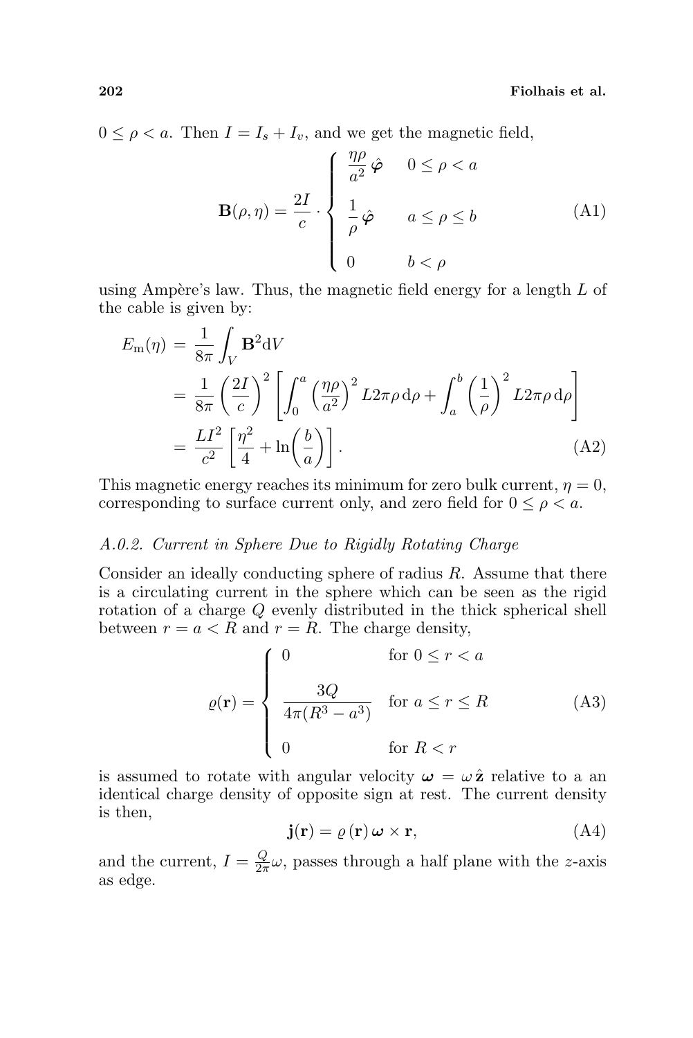$0 \leq \rho < a$. Then $I = I_s + I_v$, and we get the magnetic field,

$$
\mathbf{B}(\rho, \eta) = \frac{2I}{c} \cdot \begin{cases} \dfrac{\eta \rho}{a^2} \hat{\boldsymbol{\varphi}} & 0 \leq \rho < a \\[2ex] \dfrac{1}{\rho} \hat{\boldsymbol{\varphi}} & a \leq \rho \leq b \\[2ex] 0 & b < \rho \end{cases} \tag{A1}
$$

using Ampère's law. Thus, the magnetic field energy for a length $L$ of the cable is given by:

$$
\begin{aligned}
E_{\mathrm{m}}(\eta) &= \frac{1}{8\pi} \int_V \mathbf{B}^2 \mathrm{d}V \\
&= \frac{1}{8\pi} \left(\frac{2I}{c}\right)^2 \left[ \int_0^a \left(\frac{\eta \rho}{a^2}\right)^2 L 2\pi \rho \, \mathrm{d}\rho + \int_a^b \left(\frac{1}{\rho}\right)^2 L 2\pi \rho \, \mathrm{d}\rho \right] \\
&= \frac{L I^2}{c^2} \left[ \frac{\eta^2}{4} + \ln\!\left(\frac{b}{a}\right) \right].
\end{aligned} \tag{A2}
$$

This magnetic energy reaches its minimum for zero bulk current, $\eta = 0$, corresponding to surface current only, and zero field for $0 \leq \rho < a$.

### *A.0.2. Current in Sphere Due to Rigidly Rotating Charge*

Consider an ideally conducting sphere of radius $R$. Assume that there is a circulating current in the sphere which can be seen as the rigid rotation of a charge $Q$ evenly distributed in the thick spherical shell between $r = a < R$ and $r = R$. The charge density,

$$
\varrho(\mathbf{r}) = \begin{cases} 0 & \text{for } 0 \leq r < a \\[2ex] \dfrac{3Q}{4\pi(R^3 - a^3)} & \text{for } a \leq r \leq R \\[2ex] 0 & \text{for } R < r \end{cases} \tag{A3}
$$

is assumed to rotate with angular velocity $\boldsymbol{\omega} = \omega \, \hat{\mathbf{z}}$ relative to a an identical charge density of opposite sign at rest. The current density is then,

$$
\mathbf{j}(\mathbf{r}) = \varrho\,(\mathbf{r})\, \boldsymbol{\omega} \times \mathbf{r}, \tag{A4}
$$

and the current, $I = \frac{Q}{2\pi}\omega$, passes through a half plane with the $z$-axis as edge.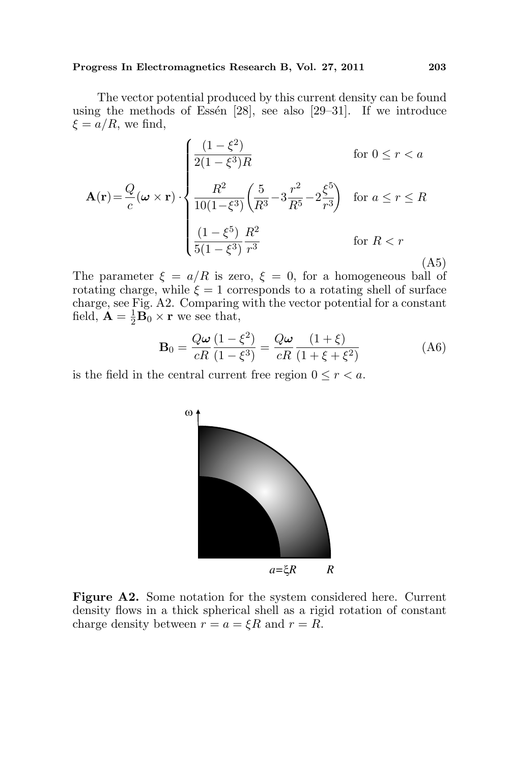The vector potential produced by this current density can be found using the methods of Essén [28], see also [29–31]. If we introduce $\xi = a/R$, we find,

$$
\mathbf{A}(\mathbf{r}) = \frac{Q}{c}(\boldsymbol{\omega}\times\mathbf{r})\cdot
\begin{cases}
\dfrac{(1-\xi^2)}{2(1-\xi^3)R} & \text{for } 0 \leq r < a \\[2ex]
\dfrac{R^2}{10(1-\xi^3)}\left(\dfrac{5}{R^3} - 3\dfrac{r^2}{R^5} - 2\dfrac{\xi^5}{r^3}\right) & \text{for } a \leq r \leq R \\[2ex]
\dfrac{(1-\xi^5)}{5(1-\xi^3)}\dfrac{R^2}{r^3} & \text{for } R < r
\end{cases}
\tag{A5}
$$

The parameter $\xi = a/R$ is zero, $\xi = 0$, for a homogeneous ball of rotating charge, while $\xi = 1$ corresponds to a rotating shell of surface charge, see Fig. A2. Comparing with the vector potential for a constant field, $\mathbf{A} = \frac{1}{2}\mathbf{B}_0 \times \mathbf{r}$ we see that,

$$
\mathbf{B}_0 = \frac{Q\boldsymbol{\omega}}{cR}\frac{(1-\xi^2)}{(1-\xi^3)} = \frac{Q\boldsymbol{\omega}}{cR}\frac{(1+\xi)}{(1+\xi+\xi^2)} \tag{A6}
$$

is the field in the central current free region $0 \leq r < a$.

**Figure A2.** Some notation for the system considered here. Current density flows in a thick spherical shell as a rigid rotation of constant charge density between $r = a = \xi R$ and $r = R$.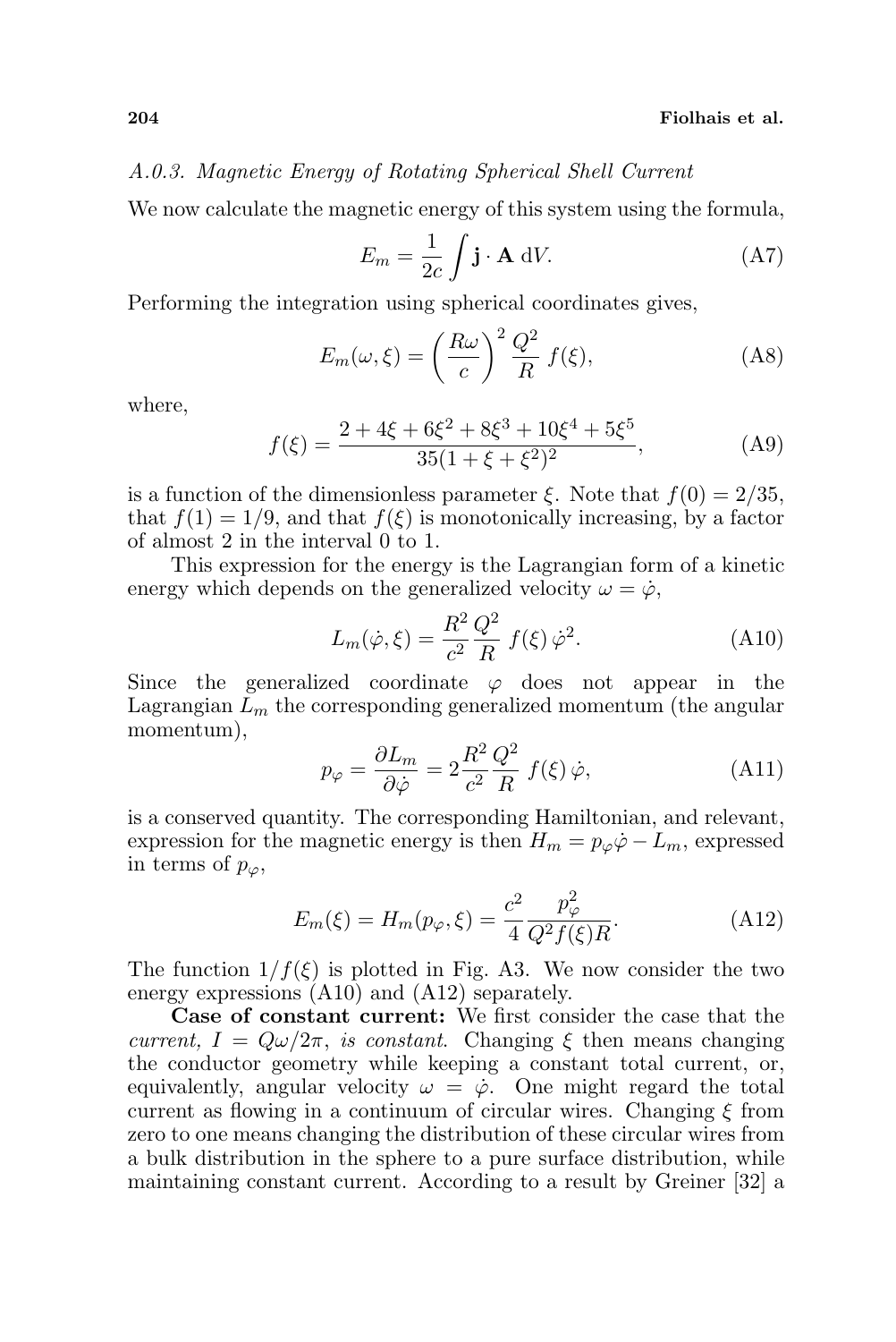*A.0.3. Magnetic Energy of Rotating Spherical Shell Current*

We now calculate the magnetic energy of this system using the formula,

$$E_m = \frac{1}{2c} \int \mathbf{j} \cdot \mathbf{A} \; \mathrm{d}V. \tag{A7}$$

Performing the integration using spherical coordinates gives,

$$E_m(\omega, \xi) = \left( \frac{R\omega}{c} \right)^2 \frac{Q^2}{R} \, f(\xi), \tag{A8}$$

where,

$$f(\xi) = \frac{2 + 4\xi + 6\xi^2 + 8\xi^3 + 10\xi^4 + 5\xi^5}{35(1 + \xi + \xi^2)^2}, \tag{A9}$$

is a function of the dimensionless parameter $\xi$. Note that $f(0) = 2/35$, that $f(1) = 1/9$, and that $f(\xi)$ is monotonically increasing, by a factor of almost 2 in the interval 0 to 1.

This expression for the energy is the Lagrangian form of a kinetic energy which depends on the generalized velocity $\omega = \dot{\varphi}$,

$$L_m(\dot{\varphi}, \xi) = \frac{R^2}{c^2} \frac{Q^2}{R} \; f(\xi) \, \dot{\varphi}^2. \tag{A10}$$

Since the generalized coordinate $\varphi$ does not appear in the Lagrangian $L_m$ the corresponding generalized momentum (the angular momentum),

$$p_\varphi = \frac{\partial L_m}{\partial \dot{\varphi}} = 2 \frac{R^2}{c^2} \frac{Q^2}{R} \; f(\xi) \, \dot{\varphi}, \tag{A11}$$

is a conserved quantity. The corresponding Hamiltonian, and relevant, expression for the magnetic energy is then $H_m = p_\varphi \dot{\varphi} - L_m$, expressed in terms of $p_\varphi$,

$$E_m(\xi) = H_m(p_\varphi, \xi) = \frac{c^2}{4} \frac{p_\varphi^2}{Q^2 f(\xi) R}. \tag{A12}$$

The function $1/f(\xi)$ is plotted in Fig. A3. We now consider the two energy expressions (A10) and (A12) separately.

**Case of constant current:** We first consider the case that the *current,* $I = Q\omega/2\pi$, *is constant*. Changing $\xi$ then means changing the conductor geometry while keeping a constant total current, or, equivalently, angular velocity $\omega = \dot{\varphi}$. One might regard the total current as flowing in a continuum of circular wires. Changing $\xi$ from zero to one means changing the distribution of these circular wires from a bulk distribution in the sphere to a pure surface distribution, while maintaining constant current. According to a result by Greiner [32] a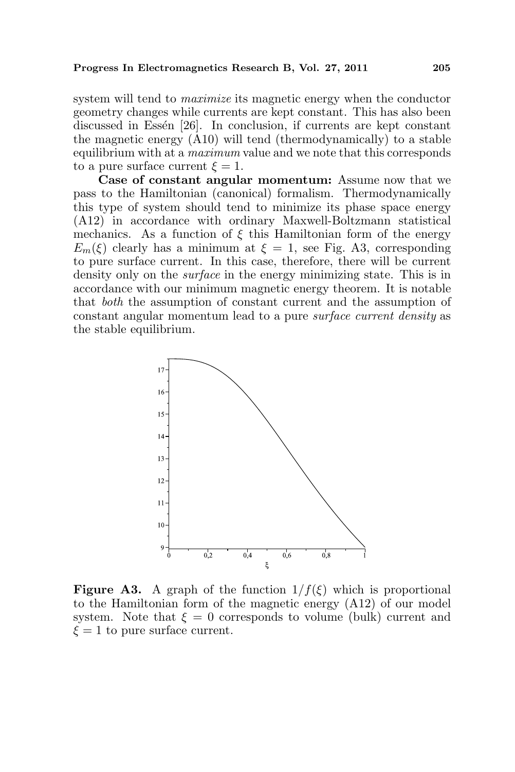system will tend to *maximize* its magnetic energy when the conductor geometry changes while currents are kept constant. This has also been discussed in Essén [26]. In conclusion, if currents are kept constant the magnetic energy (A10) will tend (thermodynamically) to a stable equilibrium with at a *maximum* value and we note that this corresponds to a pure surface current $\xi = 1$.

**Case of constant angular momentum:** Assume now that we pass to the Hamiltonian (canonical) formalism. Thermodynamically this type of system should tend to minimize its phase space energy (A12) in accordance with ordinary Maxwell-Boltzmann statistical mechanics. As a function of $\xi$ this Hamiltonian form of the energy $E_m(\xi)$ clearly has a minimum at $\xi = 1$, see Fig. A3, corresponding to pure surface current. In this case, therefore, there will be current density only on the *surface* in the energy minimizing state. This is in accordance with our minimum magnetic energy theorem. It is notable that *both* the assumption of constant current and the assumption of constant angular momentum lead to a pure *surface current density* as the stable equilibrium.

**Figure A3.** A graph of the function $1/f(\xi)$ which is proportional to the Hamiltonian form of the magnetic energy (A12) of our model system. Note that $\xi = 0$ corresponds to volume (bulk) current and $\xi = 1$ to pure surface current.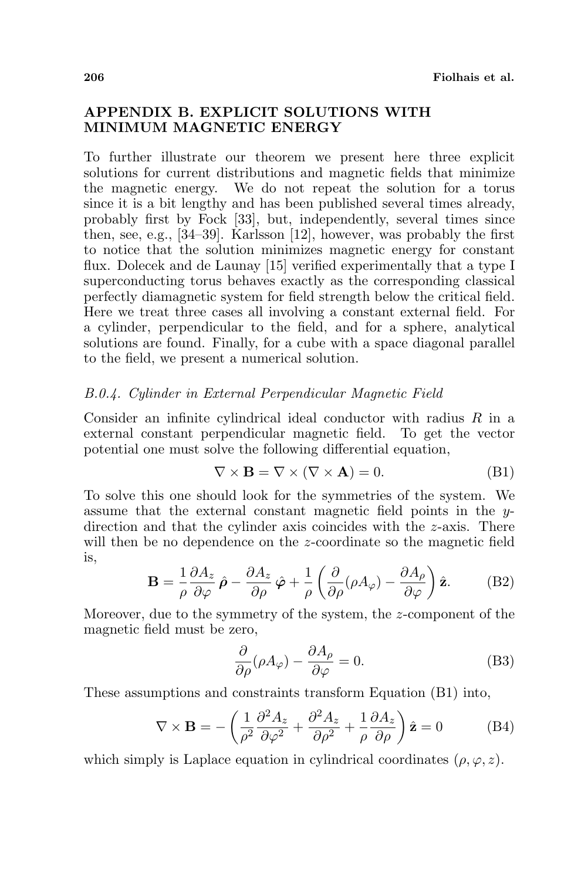## APPENDIX B. EXPLICIT SOLUTIONS WITH MINIMUM MAGNETIC ENERGY

To further illustrate our theorem we present here three explicit solutions for current distributions and magnetic fields that minimize the magnetic energy. We do not repeat the solution for a torus since it is a bit lengthy and has been published several times already, probably first by Fock [33], but, independently, several times since then, see, e.g., [34–39]. Karlsson [12], however, was probably the first to notice that the solution minimizes magnetic energy for constant flux. Dolecek and de Launay [15] verified experimentally that a type I superconducting torus behaves exactly as the corresponding classical perfectly diamagnetic system for field strength below the critical field. Here we treat three cases all involving a constant external field. For a cylinder, perpendicular to the field, and for a sphere, analytical solutions are found. Finally, for a cube with a space diagonal parallel to the field, we present a numerical solution.

### *B.0.4. Cylinder in External Perpendicular Magnetic Field*

Consider an infinite cylindrical ideal conductor with radius $R$ in a external constant perpendicular magnetic field. To get the vector potential one must solve the following differential equation,

$$\nabla \times \mathbf{B} = \nabla \times (\nabla \times \mathbf{A}) = 0. \tag{B1}$$

To solve this one should look for the symmetries of the system. We assume that the external constant magnetic field points in the $y$-direction and that the cylinder axis coincides with the $z$-axis. There will then be no dependence on the $z$-coordinate so the magnetic field is,

$$\mathbf{B} = \frac{1}{\rho}\frac{\partial A_z}{\partial \varphi}\,\hat{\boldsymbol{\rho}} - \frac{\partial A_z}{\partial \rho}\,\hat{\boldsymbol{\varphi}} + \frac{1}{\rho}\left(\frac{\partial}{\partial \rho}(\rho A_\varphi) - \frac{\partial A_\rho}{\partial \varphi}\right)\hat{\mathbf{z}}. \tag{B2}$$

Moreover, due to the symmetry of the system, the $z$-component of the magnetic field must be zero,

$$\frac{\partial}{\partial \rho}(\rho A_\varphi) - \frac{\partial A_\rho}{\partial \varphi} = 0. \tag{B3}$$

These assumptions and constraints transform Equation (B1) into,

$$\nabla \times \mathbf{B} = -\left(\frac{1}{\rho^2}\frac{\partial^2 A_z}{\partial \varphi^2} + \frac{\partial^2 A_z}{\partial \rho^2} + \frac{1}{\rho}\frac{\partial A_z}{\partial \rho}\right)\hat{\mathbf{z}} = 0 \tag{B4}$$

which simply is Laplace equation in cylindrical coordinates $(\rho, \varphi, z)$.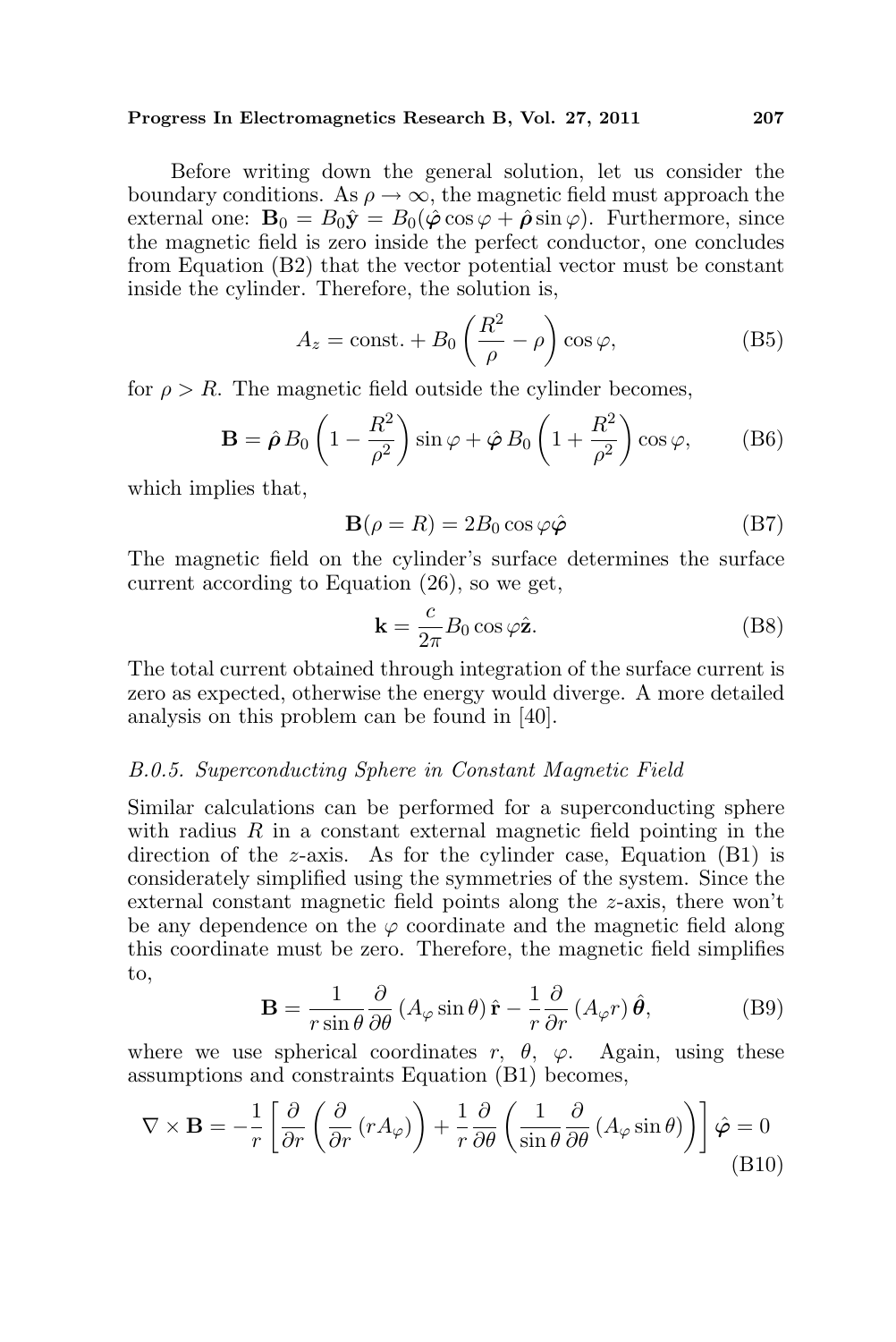Before writing down the general solution, let us consider the boundary conditions. As $\rho \to \infty$, the magnetic field must approach the external one: $\mathbf{B}_0 = B_0 \hat{\mathbf{y}} = B_0(\hat{\boldsymbol{\varphi}} \cos\varphi + \hat{\boldsymbol{\rho}} \sin\varphi)$. Furthermore, since the magnetic field is zero inside the perfect conductor, one concludes from Equation (B2) that the vector potential vector must be constant inside the cylinder. Therefore, the solution is,

$$A_z = \text{const.} + B_0 \left( \frac{R^2}{\rho} - \rho \right) \cos\varphi, \tag{B5}$$

for $\rho > R$. The magnetic field outside the cylinder becomes,

$$\mathbf{B} = \hat{\boldsymbol{\rho}}\, B_0 \left( 1 - \frac{R^2}{\rho^2} \right) \sin\varphi + \hat{\boldsymbol{\varphi}}\, B_0 \left( 1 + \frac{R^2}{\rho^2} \right) \cos\varphi, \tag{B6}$$

which implies that,

$$\mathbf{B}(\rho = R) = 2B_0 \cos\varphi \hat{\boldsymbol{\varphi}} \tag{B7}$$

The magnetic field on the cylinder's surface determines the surface current according to Equation (26), so we get,

$$\mathbf{k} = \frac{c}{2\pi} B_0 \cos\varphi \hat{\mathbf{z}}. \tag{B8}$$

The total current obtained through integration of the surface current is zero as expected, otherwise the energy would diverge. A more detailed analysis on this problem can be found in [40].

### *B.0.5. Superconducting Sphere in Constant Magnetic Field*

Similar calculations can be performed for a superconducting sphere with radius $R$ in a constant external magnetic field pointing in the direction of the $z$-axis. As for the cylinder case, Equation (B1) is considerately simplified using the symmetries of the system. Since the external constant magnetic field points along the $z$-axis, there won't be any dependence on the $\varphi$ coordinate and the magnetic field along this coordinate must be zero. Therefore, the magnetic field simplifies to,

$$\mathbf{B} = \frac{1}{r \sin\theta} \frac{\partial}{\partial\theta} \left( A_\varphi \sin\theta \right) \hat{\mathbf{r}} - \frac{1}{r} \frac{\partial}{\partial r} \left( A_\varphi r \right) \hat{\boldsymbol{\theta}}, \tag{B9}$$

where we use spherical coordinates $r$, $\theta$, $\varphi$. Again, using these assumptions and constraints Equation (B1) becomes,

$$\nabla \times \mathbf{B} = -\frac{1}{r} \left[ \frac{\partial}{\partial r} \left( \frac{\partial}{\partial r} \left( r A_\varphi \right) \right) + \frac{1}{r} \frac{\partial}{\partial\theta} \left( \frac{1}{\sin\theta} \frac{\partial}{\partial\theta} \left( A_\varphi \sin\theta \right) \right) \right] \hat{\boldsymbol{\varphi}} = 0 \tag{B10}$$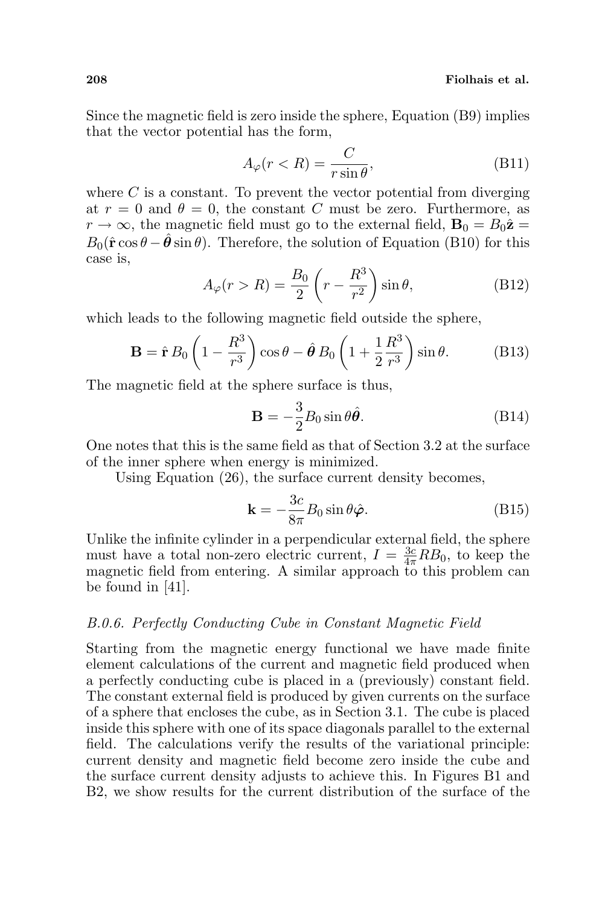Since the magnetic field is zero inside the sphere, Equation (B9) implies that the vector potential has the form,

$$A_\varphi(r < R) = \frac{C}{r\sin\theta}, \tag{B11}$$

where $C$ is a constant. To prevent the vector potential from diverging at $r = 0$ and $\theta = 0$, the constant $C$ must be zero. Furthermore, as $r \to \infty$, the magnetic field must go to the external field, $\mathbf{B}_0 = B_0\hat{\mathbf{z}} = B_0(\hat{\mathbf{r}}\cos\theta - \hat{\boldsymbol{\theta}}\sin\theta)$. Therefore, the solution of Equation (B10) for this case is,

$$A_\varphi(r > R) = \frac{B_0}{2}\left(r - \frac{R^3}{r^2}\right)\sin\theta, \tag{B12}$$

which leads to the following magnetic field outside the sphere,

$$\mathbf{B} = \hat{\mathbf{r}}\, B_0\left(1 - \frac{R^3}{r^3}\right)\cos\theta - \hat{\boldsymbol{\theta}}\, B_0\left(1 + \frac{1}{2}\frac{R^3}{r^3}\right)\sin\theta. \tag{B13}$$

The magnetic field at the sphere surface is thus,

$$\mathbf{B} = -\frac{3}{2}B_0\sin\theta\hat{\boldsymbol{\theta}}. \tag{B14}$$

One notes that this is the same field as that of Section 3.2 at the surface of the inner sphere when energy is minimized.

Using Equation (26), the surface current density becomes,

$$\mathbf{k} = -\frac{3c}{8\pi}B_0\sin\theta\hat{\boldsymbol{\varphi}}. \tag{B15}$$

Unlike the infinite cylinder in a perpendicular external field, the sphere must have a total non-zero electric current, $I = \frac{3c}{4\pi}RB_0$, to keep the magnetic field from entering. A similar approach to this problem can be found in [41].

### *B.0.6. Perfectly Conducting Cube in Constant Magnetic Field*

Starting from the magnetic energy functional we have made finite element calculations of the current and magnetic field produced when a perfectly conducting cube is placed in a (previously) constant field. The constant external field is produced by given currents on the surface of a sphere that encloses the cube, as in Section 3.1. The cube is placed inside this sphere with one of its space diagonals parallel to the external field. The calculations verify the results of the variational principle: current density and magnetic field become zero inside the cube and the surface current density adjusts to achieve this. In Figures B1 and B2, we show results for the current distribution of the surface of the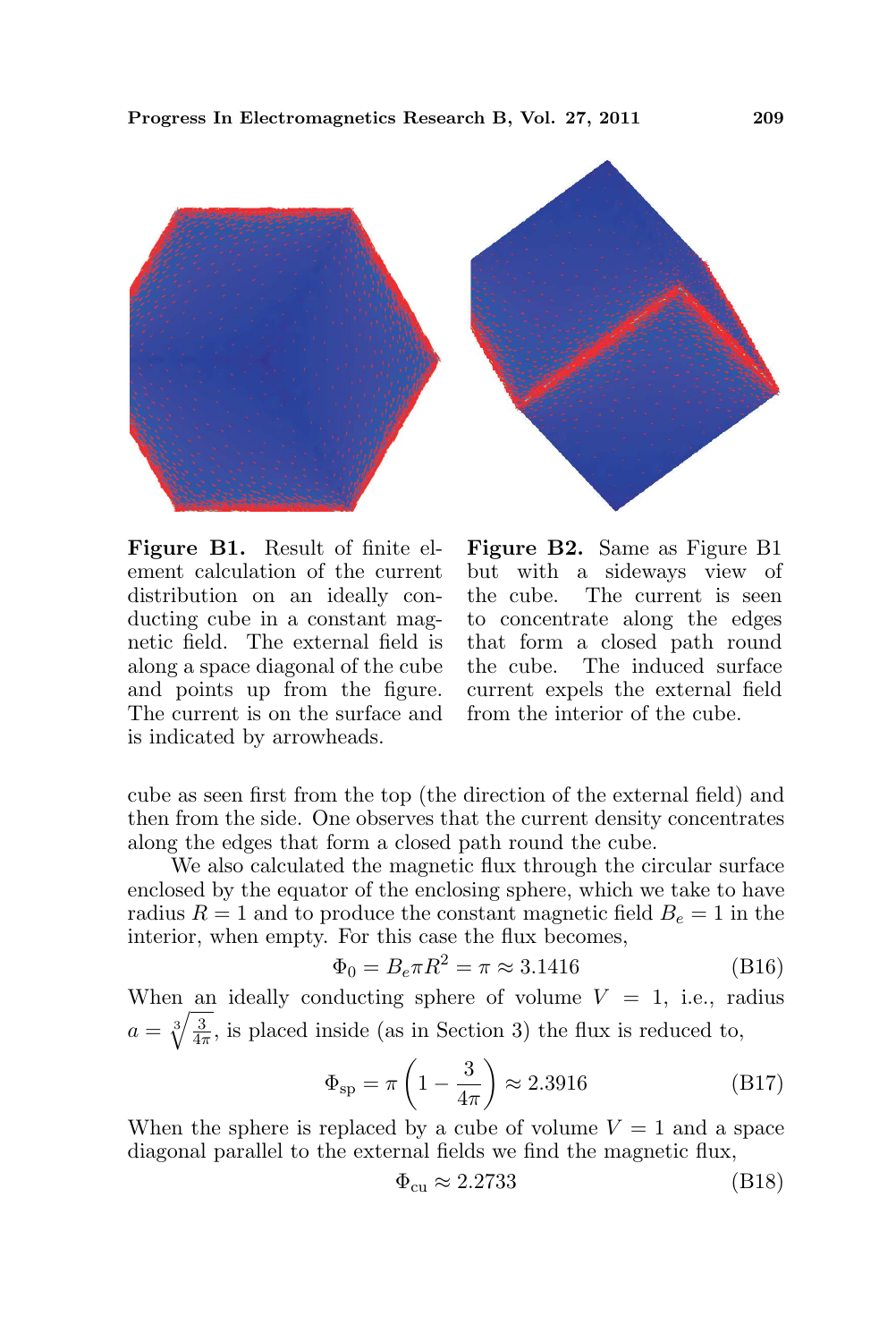**Figure B1.** Result of finite element calculation of the current distribution on an ideally conducting cube in a constant magnetic field. The external field is along a space diagonal of the cube and points up from the figure. The current is on the surface and is indicated by arrowheads.

**Figure B2.** Same as Figure B1 but with a sideways view of the cube. The current is seen to concentrate along the edges that form a closed path round the cube. The induced surface current expels the external field from the interior of the cube.

cube as seen first from the top (the direction of the external field) and then from the side. One observes that the current density concentrates along the edges that form a closed path round the cube.

We also calculated the magnetic flux through the circular surface enclosed by the equator of the enclosing sphere, which we take to have radius $R = 1$ and to produce the constant magnetic field $B_e = 1$ in the interior, when empty. For this case the flux becomes,

$$\Phi_0 = B_e \pi R^2 = \pi \approx 3.1416 \tag{B16}$$

When an ideally conducting sphere of volume $V = 1$, i.e., radius $a = \sqrt[3]{\frac{3}{4\pi}}$, is placed inside (as in Section 3) the flux is reduced to,

$$\Phi_{\mathrm{sp}} = \pi \left(1 - \frac{3}{4\pi}\right) \approx 2.3916 \tag{B17}$$

When the sphere is replaced by a cube of volume $V = 1$ and a space diagonal parallel to the external fields we find the magnetic flux,

$$\Phi_{\mathrm{cu}} \approx 2.2733 \tag{B18}$$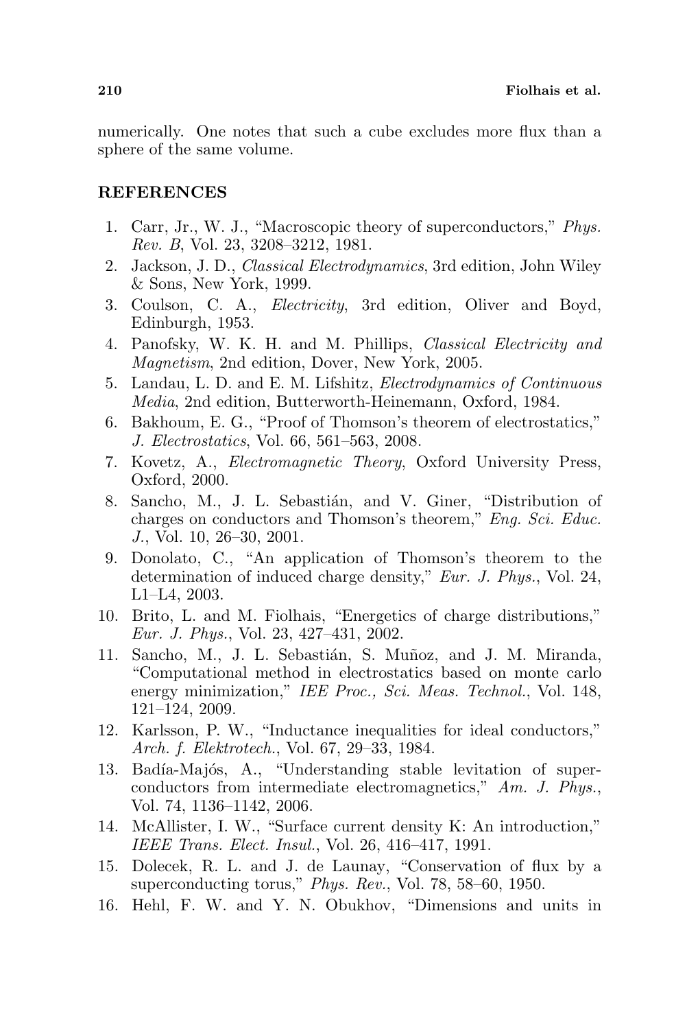numerically. One notes that such a cube excludes more flux than a sphere of the same volume.

## REFERENCES

1. Carr, Jr., W. J., "Macroscopic theory of superconductors," *Phys. Rev. B*, Vol. 23, 3208–3212, 1981.
2. Jackson, J. D., *Classical Electrodynamics*, 3rd edition, John Wiley & Sons, New York, 1999.
3. Coulson, C. A., *Electricity*, 3rd edition, Oliver and Boyd, Edinburgh, 1953.
4. Panofsky, W. K. H. and M. Phillips, *Classical Electricity and Magnetism*, 2nd edition, Dover, New York, 2005.
5. Landau, L. D. and E. M. Lifshitz, *Electrodynamics of Continuous Media*, 2nd edition, Butterworth-Heinemann, Oxford, 1984.
6. Bakhoum, E. G., "Proof of Thomson's theorem of electrostatics," *J. Electrostatics*, Vol. 66, 561–563, 2008.
7. Kovetz, A., *Electromagnetic Theory*, Oxford University Press, Oxford, 2000.
8. Sancho, M., J. L. Sebastián, and V. Giner, "Distribution of charges on conductors and Thomson's theorem," *Eng. Sci. Educ. J.*, Vol. 10, 26–30, 2001.
9. Donolato, C., "An application of Thomson's theorem to the determination of induced charge density," *Eur. J. Phys.*, Vol. 24, L1–L4, 2003.
10. Brito, L. and M. Fiolhais, "Energetics of charge distributions," *Eur. J. Phys.*, Vol. 23, 427–431, 2002.
11. Sancho, M., J. L. Sebastián, S. Muñoz, and J. M. Miranda, "Computational method in electrostatics based on monte carlo energy minimization," *IEE Proc., Sci. Meas. Technol.*, Vol. 148, 121–124, 2009.
12. Karlsson, P. W., "Inductance inequalities for ideal conductors," *Arch. f. Elektrotech.*, Vol. 67, 29–33, 1984.
13. Badía-Majós, A., "Understanding stable levitation of superconductors from intermediate electromagnetics," *Am. J. Phys.*, Vol. 74, 1136–1142, 2006.
14. McAllister, I. W., "Surface current density K: An introduction," *IEEE Trans. Elect. Insul.*, Vol. 26, 416–417, 1991.
15. Dolecek, R. L. and J. de Launay, "Conservation of flux by a superconducting torus," *Phys. Rev.*, Vol. 78, 58–60, 1950.
16. Hehl, F. W. and Y. N. Obukhov, "Dimensions and units in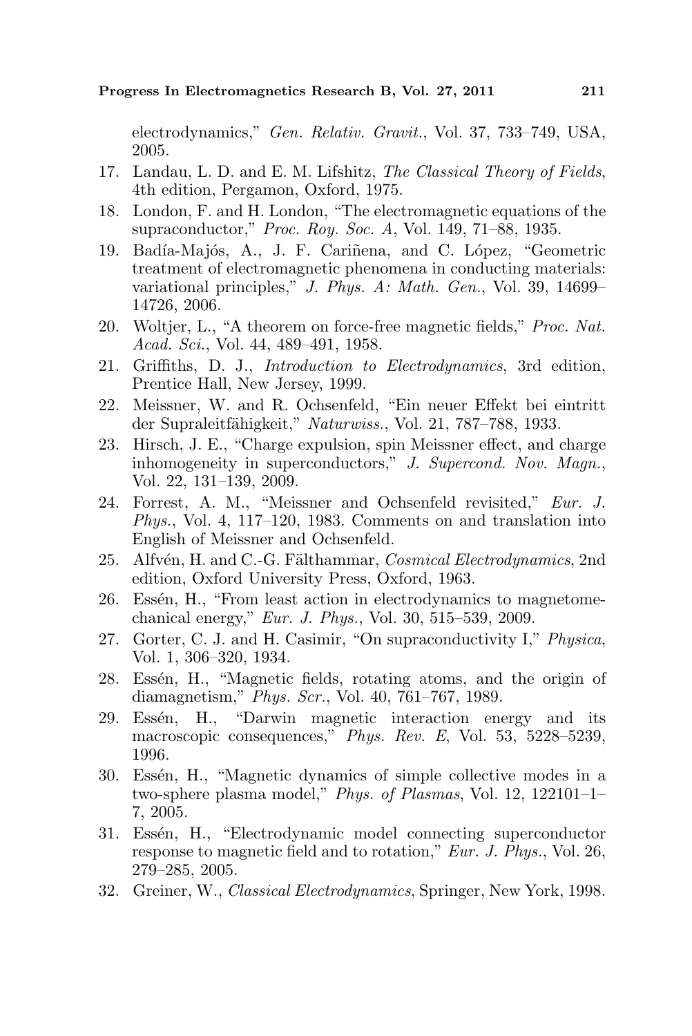electrodynamics," *Gen. Relativ. Gravit.*, Vol. 37, 733–749, USA, 2005.

17. Landau, L. D. and E. M. Lifshitz, *The Classical Theory of Fields*, 4th edition, Pergamon, Oxford, 1975.
18. London, F. and H. London, "The electromagnetic equations of the supraconductor," *Proc. Roy. Soc. A*, Vol. 149, 71–88, 1935.
19. Badía-Majós, A., J. F. Cariñena, and C. López, "Geometric treatment of electromagnetic phenomena in conducting materials: variational principles," *J. Phys. A: Math. Gen.*, Vol. 39, 14699–14726, 2006.
20. Woltjer, L., "A theorem on force-free magnetic fields," *Proc. Nat. Acad. Sci.*, Vol. 44, 489–491, 1958.
21. Griffiths, D. J., *Introduction to Electrodynamics*, 3rd edition, Prentice Hall, New Jersey, 1999.
22. Meissner, W. and R. Ochsenfeld, "Ein neuer Effekt bei eintritt der Supraleitfähigkeit," *Naturwiss.*, Vol. 21, 787–788, 1933.
23. Hirsch, J. E., "Charge expulsion, spin Meissner effect, and charge inhomogeneity in superconductors," *J. Supercond. Nov. Magn.*, Vol. 22, 131–139, 2009.
24. Forrest, A. M., "Meissner and Ochsenfeld revisited," *Eur. J. Phys.*, Vol. 4, 117–120, 1983. Comments on and translation into English of Meissner and Ochsenfeld.
25. Alfvén, H. and C.-G. Fälthammar, *Cosmical Electrodynamics*, 2nd edition, Oxford University Press, Oxford, 1963.
26. Essén, H., "From least action in electrodynamics to magnetomechanical energy," *Eur. J. Phys.*, Vol. 30, 515–539, 2009.
27. Gorter, C. J. and H. Casimir, "On supraconductivity I," *Physica*, Vol. 1, 306–320, 1934.
28. Essén, H., "Magnetic fields, rotating atoms, and the origin of diamagnetism," *Phys. Scr.*, Vol. 40, 761–767, 1989.
29. Essén, H., "Darwin magnetic interaction energy and its macroscopic consequences," *Phys. Rev. E*, Vol. 53, 5228–5239, 1996.
30. Essén, H., "Magnetic dynamics of simple collective modes in a two-sphere plasma model," *Phys. of Plasmas*, Vol. 12, 122101–1–7, 2005.
31. Essén, H., "Electrodynamic model connecting superconductor response to magnetic field and to rotation," *Eur. J. Phys.*, Vol. 26, 279–285, 2005.
32. Greiner, W., *Classical Electrodynamics*, Springer, New York, 1998.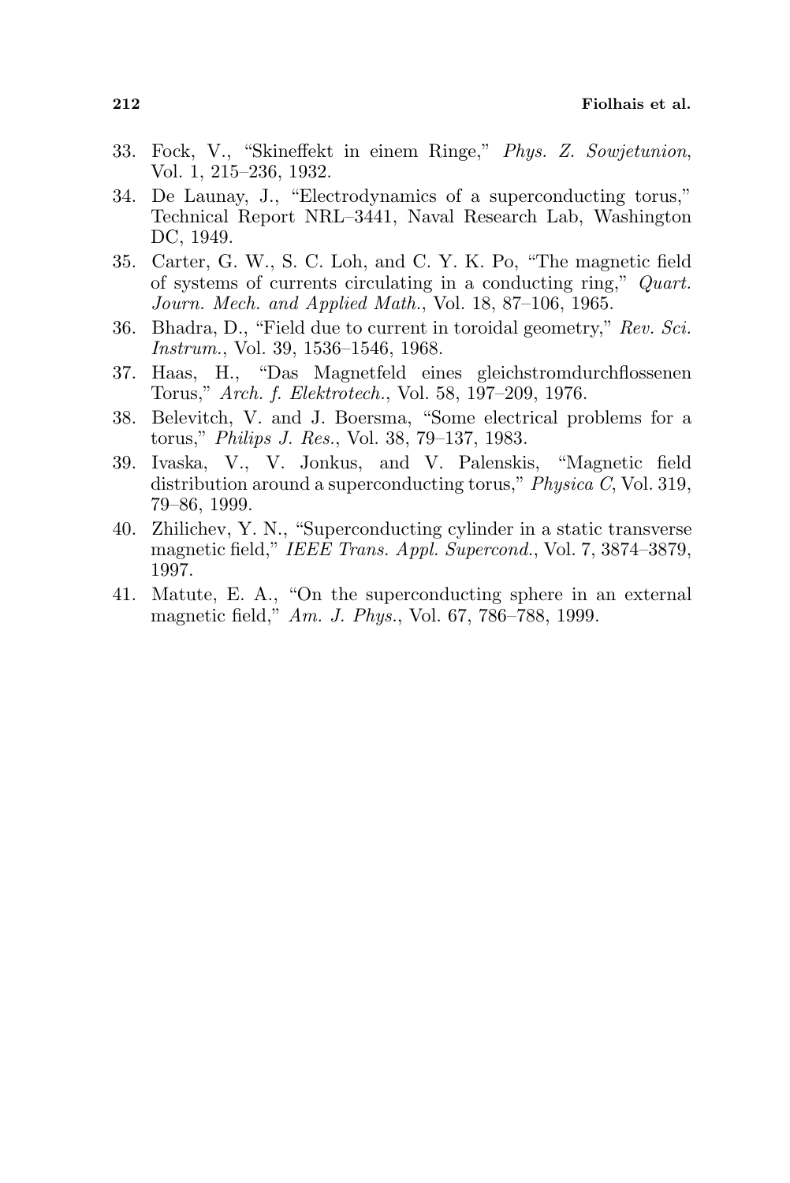33. Fock, V., "Skineffekt in einem Ringe," *Phys. Z. Sowjetunion*, Vol. 1, 215–236, 1932.
34. De Launay, J., "Electrodynamics of a superconducting torus," Technical Report NRL–3441, Naval Research Lab, Washington DC, 1949.
35. Carter, G. W., S. C. Loh, and C. Y. K. Po, "The magnetic field of systems of currents circulating in a conducting ring," *Quart. Journ. Mech. and Applied Math.*, Vol. 18, 87–106, 1965.
36. Bhadra, D., "Field due to current in toroidal geometry," *Rev. Sci. Instrum.*, Vol. 39, 1536–1546, 1968.
37. Haas, H., "Das Magnetfeld eines gleichstromdurchflossenen Torus," *Arch. f. Elektrotech.*, Vol. 58, 197–209, 1976.
38. Belevitch, V. and J. Boersma, "Some electrical problems for a torus," *Philips J. Res.*, Vol. 38, 79–137, 1983.
39. Ivaska, V., V. Jonkus, and V. Palenskis, "Magnetic field distribution around a superconducting torus," *Physica C*, Vol. 319, 79–86, 1999.
40. Zhilichev, Y. N., "Superconducting cylinder in a static transverse magnetic field," *IEEE Trans. Appl. Supercond.*, Vol. 7, 3874–3879, 1997.
41. Matute, E. A., "On the superconducting sphere in an external magnetic field," *Am. J. Phys.*, Vol. 67, 786–788, 1999.